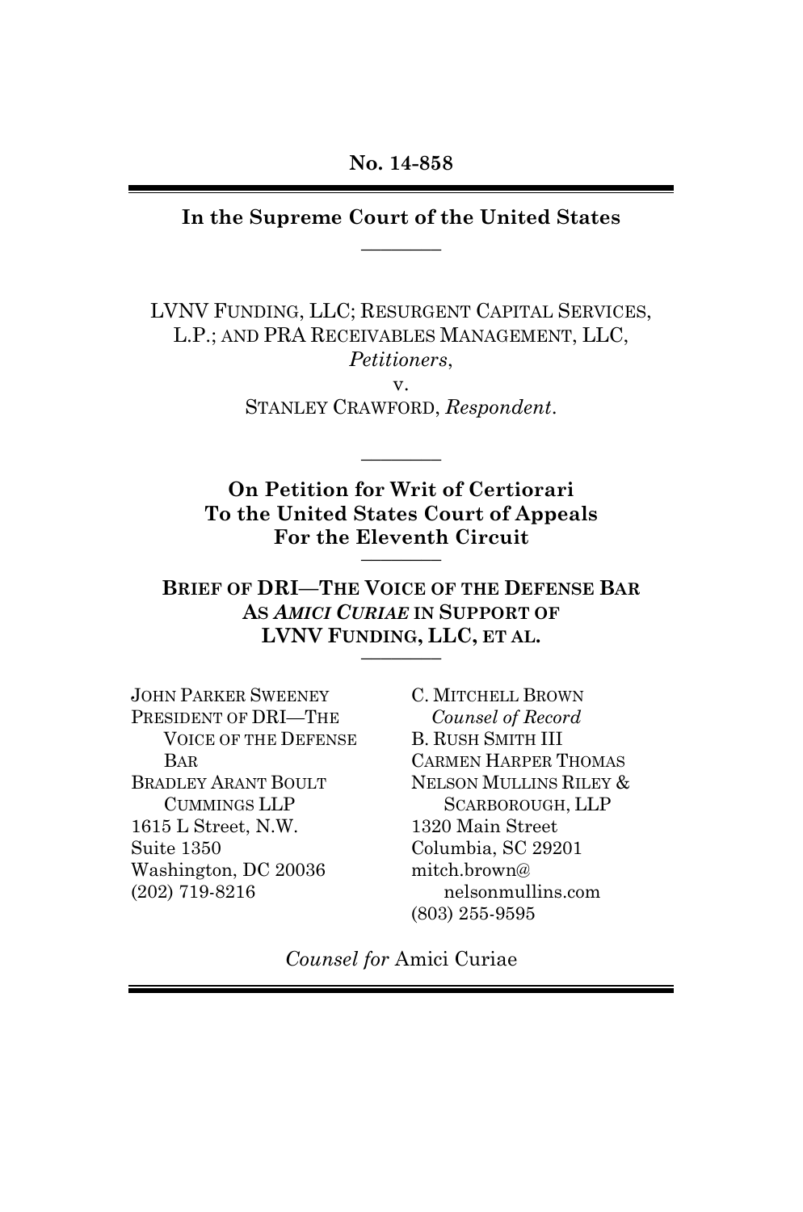**No. 14-858**

---

**In the Supreme Court of the United States**

---

LVNV FUNDING, LLC; RESURGENT CAPITAL SERVICES, L.P.; AND PRA RECEIVABLES MANAGEMENT, LLC,
*Petitioners*,
v.
STANLEY CRAWFORD, *Respondent*.

---

**On Petition for Writ of Certiorari To the United States Court of Appeals For the Eleventh Circuit**

---

**BRIEF OF DRI—THE VOICE OF THE DEFENSE BAR AS *AMICI CURIAE* IN SUPPORT OF LVNV FUNDING, LLC, ET AL.**

---

JOHN PARKER SWEENEY
PRESIDENT OF DRI—THE VOICE OF THE DEFENSE BAR
BRADLEY ARANT BOULT CUMMINGS LLP
1615 L Street, N.W.
Suite 1350
Washington, DC 20036
(202) 719-8216

C. MITCHELL BROWN
*Counsel of Record*
B. RUSH SMITH III
CARMEN HARPER THOMAS
NELSON MULLINS RILEY & SCARBOROUGH, LLP
1320 Main Street
Columbia, SC 29201
mitch.brown@nelsonmullins.com
(803) 255-9595

*Counsel for* Amici Curiae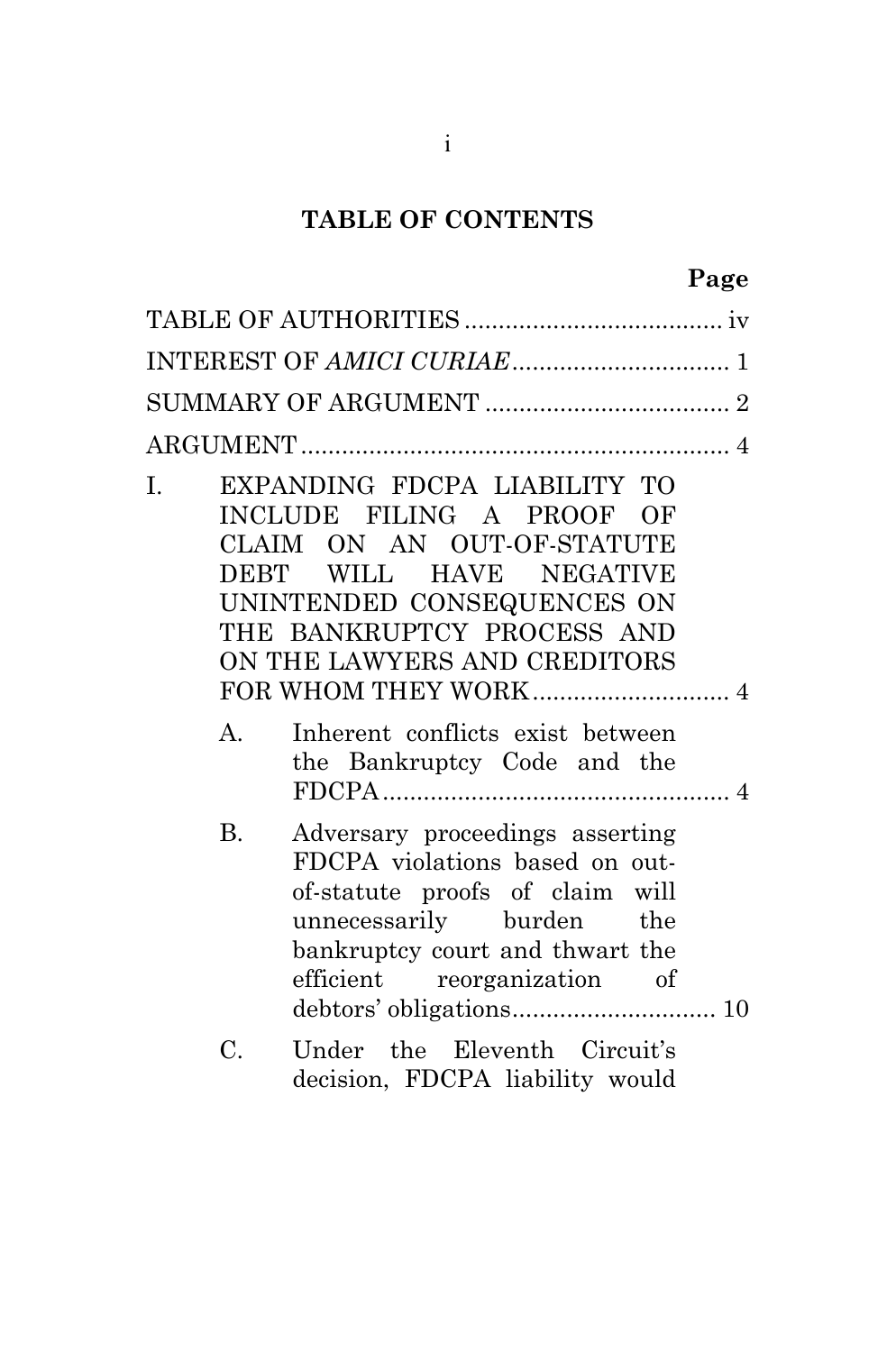## TABLE OF CONTENTS

| | Page |
|---|---|
| TABLE OF AUTHORITIES | iv |
| INTEREST OF *AMICI CURIAE* | 1 |
| SUMMARY OF ARGUMENT | 2 |
| ARGUMENT | 4 |
| I. EXPANDING FDCPA LIABILITY TO INCLUDE FILING A PROOF OF CLAIM ON AN OUT-OF-STATUTE DEBT WILL HAVE NEGATIVE UNINTENDED CONSEQUENCES ON THE BANKRUPTCY PROCESS AND ON THE LAWYERS AND CREDITORS FOR WHOM THEY WORK | 4 |
| A. Inherent conflicts exist between the Bankruptcy Code and the FDCPA | 4 |
| B. Adversary proceedings asserting FDCPA violations based on out-of-statute proofs of claim will unnecessarily burden the bankruptcy court and thwart the efficient reorganization of debtors' obligations | 10 |
| C. Under the Eleventh Circuit's decision, FDCPA liability would | |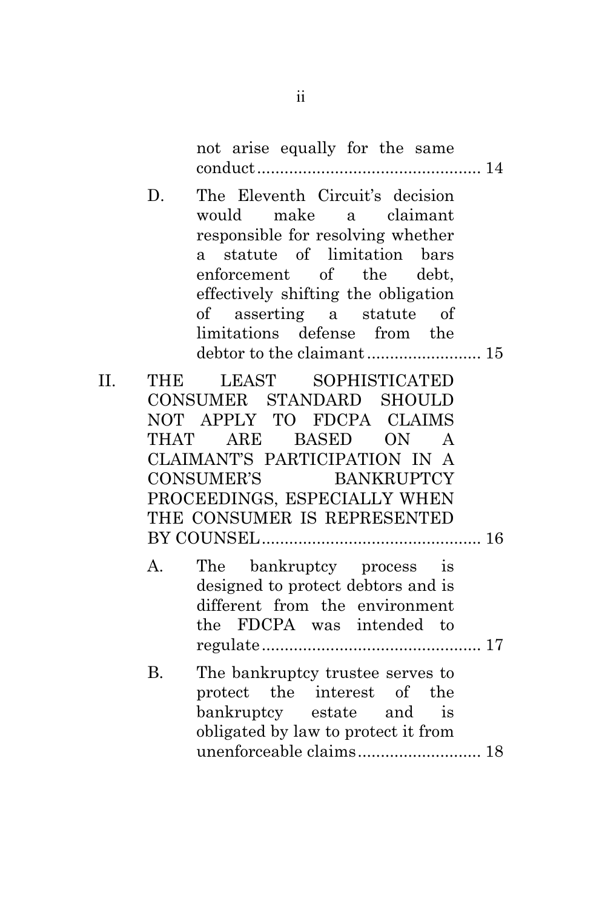not arise equally for the same conduct ........................................ 14

D. The Eleventh Circuit's decision would make a claimant responsible for resolving whether a statute of limitation bars enforcement of the debt, effectively shifting the obligation of asserting a statute of limitations defense from the debtor to the claimant ........................ 15

II. THE LEAST SOPHISTICATED CONSUMER STANDARD SHOULD NOT APPLY TO FDCPA CLAIMS THAT ARE BASED ON A CLAIMANT'S PARTICIPATION IN A CONSUMER'S BANKRUPTCY PROCEEDINGS, ESPECIALLY WHEN THE CONSUMER IS REPRESENTED BY COUNSEL ........................................ 16

A. The bankruptcy process is designed to protect debtors and is different from the environment the FDCPA was intended to regulate ........................................ 17

B. The bankruptcy trustee serves to protect the interest of the bankruptcy estate and is obligated by law to protect it from unenforceable claims ........................... 18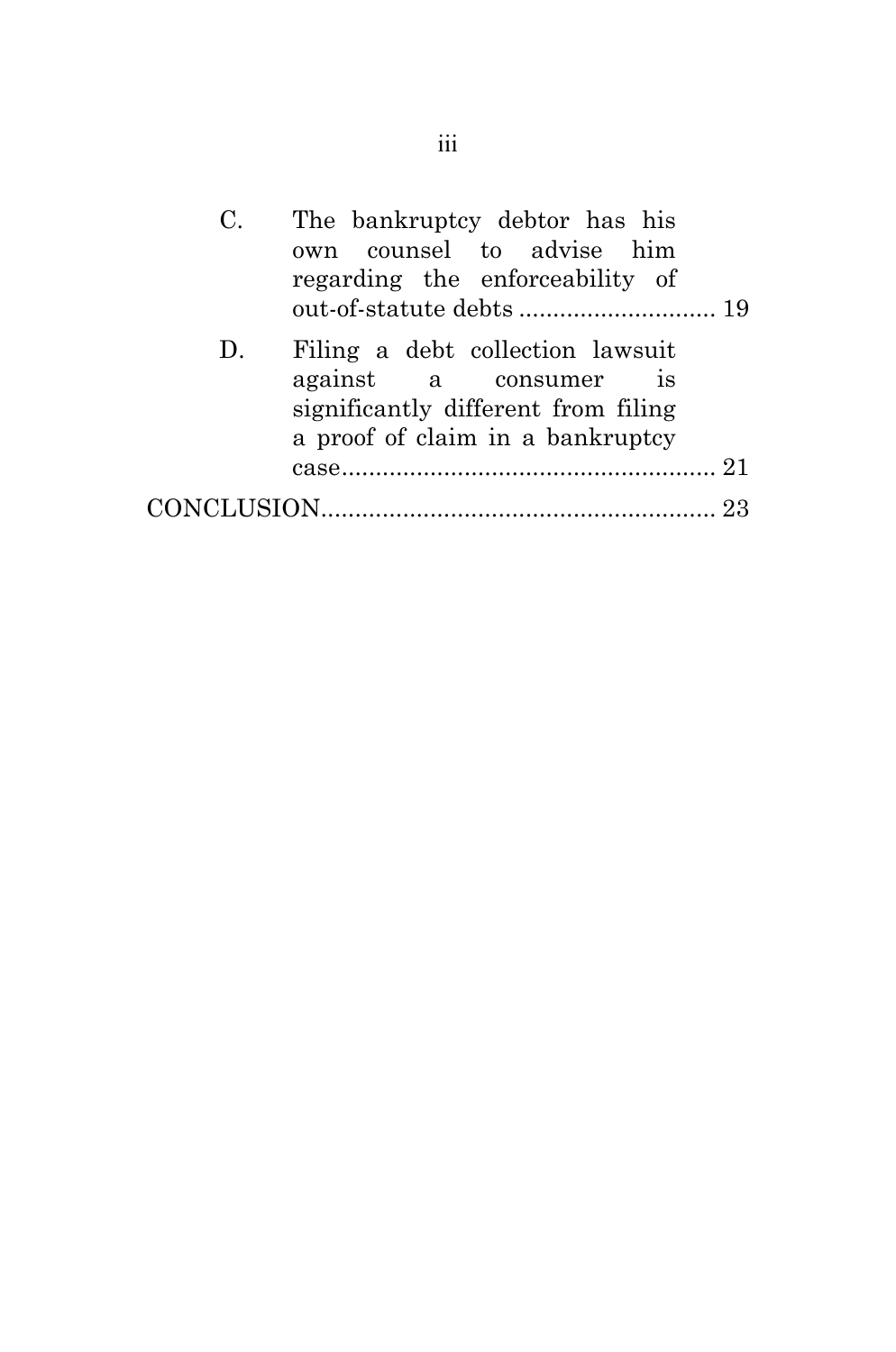C. The bankruptcy debtor has his own counsel to advise him regarding the enforceability of out-of-statute debts ............................. 19

D. Filing a debt collection lawsuit against a consumer is significantly different from filing a proof of claim in a bankruptcy case........................................................ 21

CONCLUSION........................................................... 23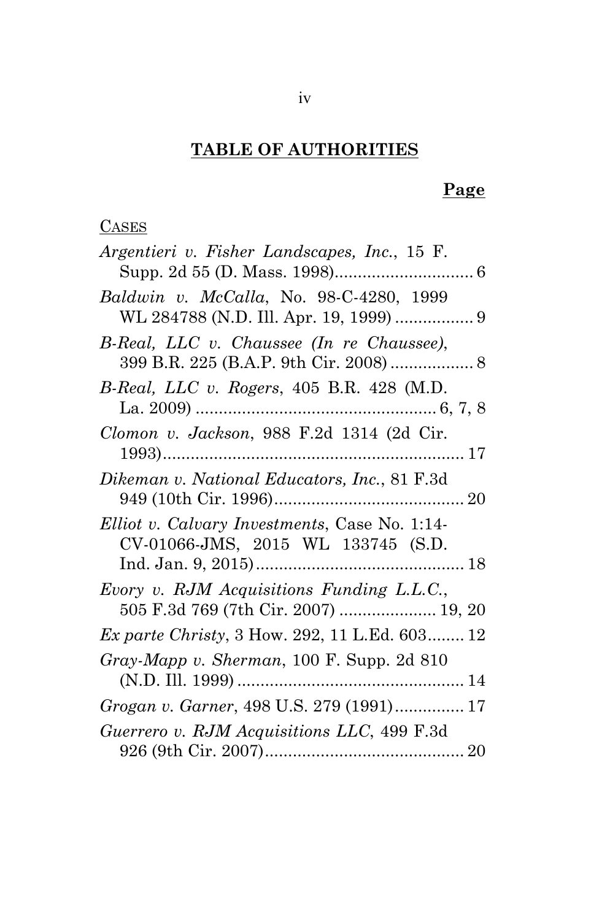## TABLE OF AUTHORITIES

**Page**

CASES

*Argentieri v. Fisher Landscapes, Inc.*, 15 F. Supp. 2d 55 (D. Mass. 1998).............................. 6

*Baldwin v. McCalla*, No. 98-C-4280, 1999 WL 284788 (N.D. Ill. Apr. 19, 1999) ................ 9

*B-Real, LLC v. Chaussee (In re Chaussee)*, 399 B.R. 225 (B.A.P. 9th Cir. 2008) .................. 8

*B-Real, LLC v. Rogers*, 405 B.R. 428 (M.D. La. 2009) .................................................... 6, 7, 8

*Clomon v. Jackson*, 988 F.2d 1314 (2d Cir. 1993)................................................................. 17

*Dikeman v. National Educators, Inc.*, 81 F.3d 949 (10th Cir. 1996)......................................... 20

*Elliot v. Calvary Investments*, Case No. 1:14-CV-01066-JMS, 2015 WL 133745 (S.D. Ind. Jan. 9, 2015)............................................ 18

*Evory v. RJM Acquisitions Funding L.L.C.*, 505 F.3d 769 (7th Cir. 2007) ..................... 19, 20

*Ex parte Christy*, 3 How. 292, 11 L.Ed. 603........ 12

*Gray-Mapp v. Sherman*, 100 F. Supp. 2d 810 (N.D. Ill. 1999) ................................................. 14

*Grogan v. Garner*, 498 U.S. 279 (1991)............... 17

*Guerrero v. RJM Acquisitions LLC*, 499 F.3d 926 (9th Cir. 2007)........................................... 20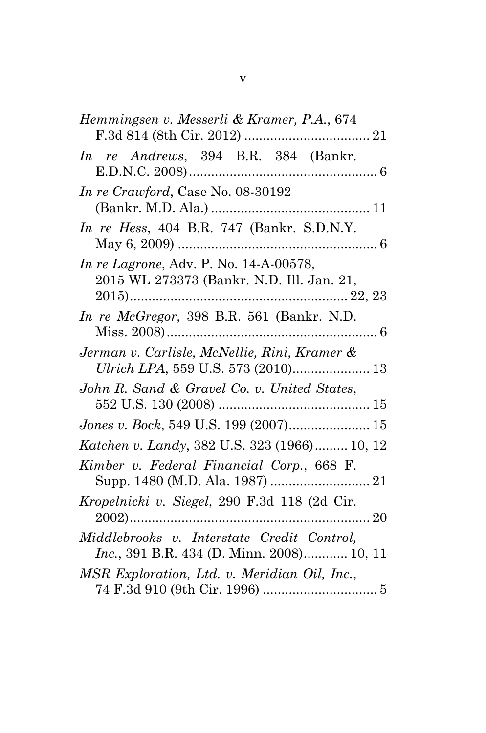*Hemmingsen v. Messerli & Kramer, P.A.*, 674 F.3d 814 (8th Cir. 2012) .................................. 21

*In re Andrews*, 394 B.R. 384 (Bankr. E.D.N.C. 2008) .................................................. 6

*In re Crawford*, Case No. 08-30192 (Bankr. M.D. Ala.) .......................................... 11

*In re Hess*, 404 B.R. 747 (Bankr. S.D.N.Y. May 6, 2009) ...................................................... 6

*In re Lagrone*, Adv. P. No. 14-A-00578, 2015 WL 273373 (Bankr. N.D. Ill. Jan. 21, 2015) ......................................................... 22, 23

*In re McGregor*, 398 B.R. 561 (Bankr. N.D. Miss. 2008) ......................................................... 6

*Jerman v. Carlisle, McNellie, Rini, Kramer & Ulrich LPA*, 559 U.S. 573 (2010) ..................... 13

*John R. Sand & Gravel Co. v. United States*, 552 U.S. 130 (2008) ......................................... 15

*Jones v. Bock*, 549 U.S. 199 (2007) ...................... 15

*Katchen v. Landy*, 382 U.S. 323 (1966) ......... 10, 12

*Kimber v. Federal Financial Corp.*, 668 F. Supp. 1480 (M.D. Ala. 1987) ........................... 21

*Kropelnicki v. Siegel*, 290 F.3d 118 (2d Cir. 2002) ................................................................ 20

*Middlebrooks v. Interstate Credit Control, Inc.*, 391 B.R. 434 (D. Minn. 2008) ............ 10, 11

*MSR Exploration, Ltd. v. Meridian Oil, Inc.*, 74 F.3d 910 (9th Cir. 1996) ............................... 5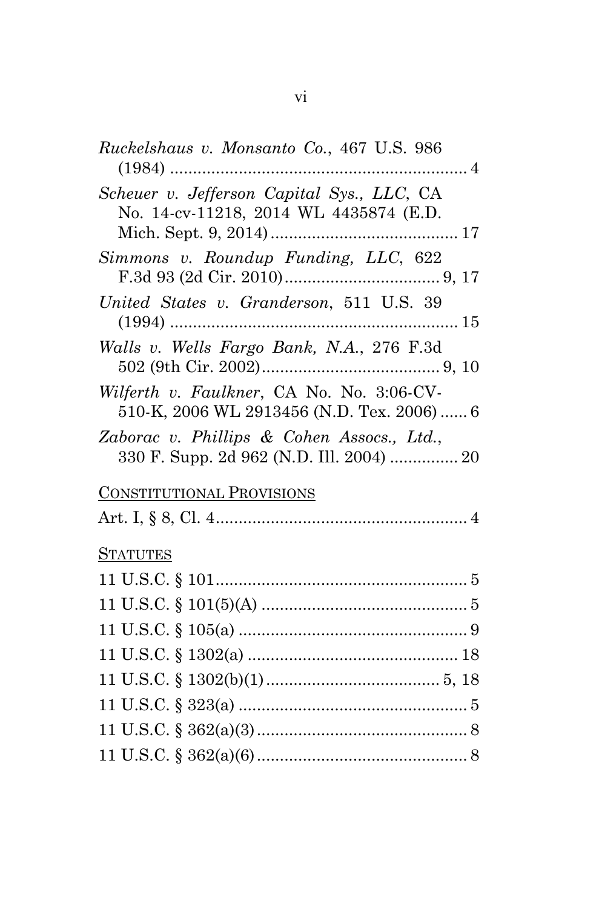*Ruckelshaus v. Monsanto Co.*, 467 U.S. 986 (1984) .................................................................. 4

*Scheuer v. Jefferson Capital Sys., LLC*, CA No. 14-cv-11218, 2014 WL 4435874 (E.D. Mich. Sept. 9, 2014) ........................................ 17

*Simmons v. Roundup Funding, LLC*, 622 F.3d 93 (2d Cir. 2010) ................................. 9, 17

*United States v. Granderson*, 511 U.S. 39 (1994) .............................................................. 15

*Walls v. Wells Fargo Bank, N.A.*, 276 F.3d 502 (9th Cir. 2002) ...................................... 9, 10

*Wilferth v. Faulkner*, CA No. No. 3:06-CV-510-K, 2006 WL 2913456 (N.D. Tex. 2006) ...... 6

*Zaborac v. Phillips & Cohen Assocs., Ltd.*, 330 F. Supp. 2d 962 (N.D. Ill. 2004) ............... 20

CONSTITUTIONAL PROVISIONS

Art. I, § 8, Cl. 4 ...................................................... 4

STATUTES

11 U.S.C. § 101 ...................................................... 5

11 U.S.C. § 101(5)(A) ............................................. 5

11 U.S.C. § 105(a) .................................................. 9

11 U.S.C. § 1302(a) .............................................. 18

11 U.S.C. § 1302(b)(1) ...................................... 5, 18

11 U.S.C. § 323(a) .................................................. 5

11 U.S.C. § 362(a)(3) .............................................. 8

11 U.S.C. § 362(a)(6) .............................................. 8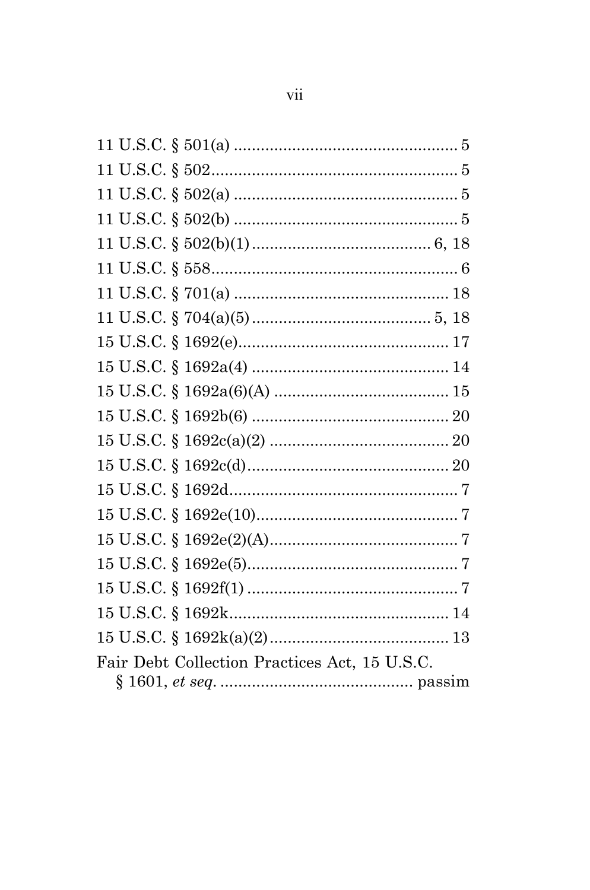11 U.S.C. § 501(a) .................................................. 5
11 U.S.C. § 502....................................................... 5
11 U.S.C. § 502(a) .................................................. 5
11 U.S.C. § 502(b) .................................................. 5
11 U.S.C. § 502(b)(1) ........................................ 6, 18
11 U.S.C. § 558....................................................... 6
11 U.S.C. § 701(a) ................................................ 18
11 U.S.C. § 704(a)(5) ........................................ 5, 18
15 U.S.C. § 1692(e)............................................... 17
15 U.S.C. § 1692a(4) ............................................ 14
15 U.S.C. § 1692a(6)(A) ....................................... 15
15 U.S.C. § 1692b(6) ............................................ 20
15 U.S.C. § 1692c(a)(2) ........................................ 20
15 U.S.C. § 1692c(d)............................................. 20
15 U.S.C. § 1692d................................................... 7
15 U.S.C. § 1692e(10)............................................. 7
15 U.S.C. § 1692e(2)(A).......................................... 7
15 U.S.C. § 1692e(5)............................................... 7
15 U.S.C. § 1692f(1) ............................................... 7
15 U.S.C. § 1692k................................................. 14
15 U.S.C. § 1692k(a)(2)........................................ 13
Fair Debt Collection Practices Act, 15 U.S.C. § 1601, *et seq.* .......................................... passim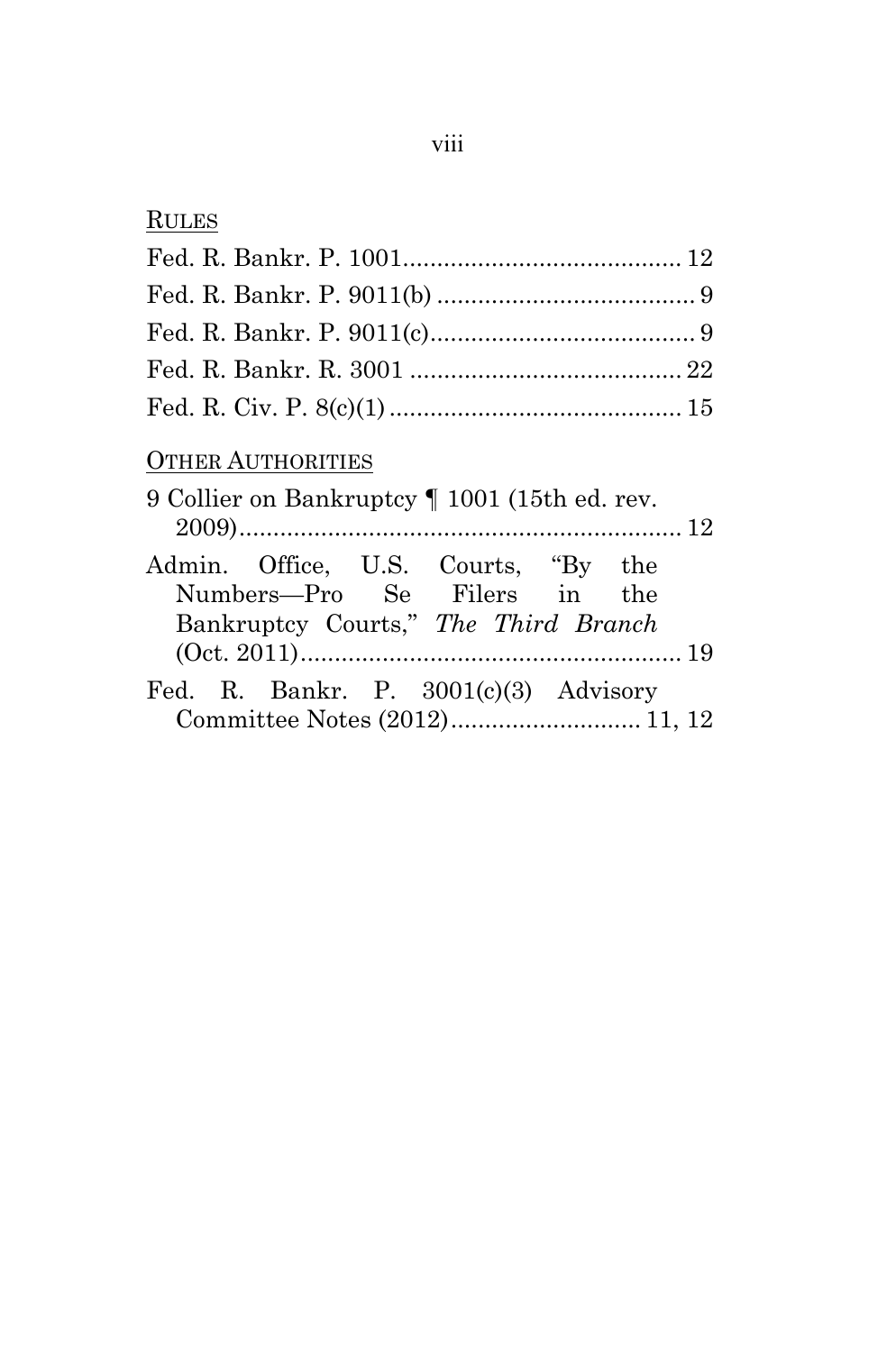RULES

Fed. R. Bankr. P. 1001........................................ 12

Fed. R. Bankr. P. 9011(b) ..................................... 9

Fed. R. Bankr. P. 9011(c)....................................... 9

Fed. R. Bankr. R. 3001 ....................................... 22

Fed. R. Civ. P. 8(c)(1) .......................................... 15

OTHER AUTHORITIES

9 Collier on Bankruptcy ¶ 1001 (15th ed. rev. 2009)................................................................ 12

Admin. Office, U.S. Courts, "By the Numbers—Pro Se Filers in the Bankruptcy Courts," *The Third Branch* (Oct. 2011)....................................................... 19

Fed. R. Bankr. P. 3001(c)(3) Advisory Committee Notes (2012)........................... 11, 12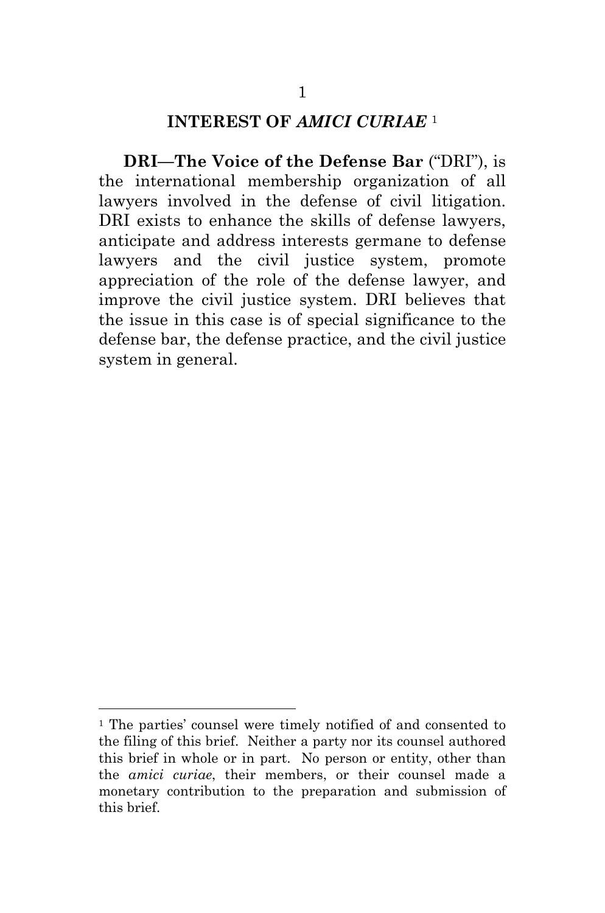## INTEREST OF *AMICI CURIAE* [1]

**DRI—The Voice of the Defense Bar** ("DRI"), is the international membership organization of all lawyers involved in the defense of civil litigation. DRI exists to enhance the skills of defense lawyers, anticipate and address interests germane to defense lawyers and the civil justice system, promote appreciation of the role of the defense lawyer, and improve the civil justice system. DRI believes that the issue in this case is of special significance to the defense bar, the defense practice, and the civil justice system in general.

---

[1] The parties' counsel were timely notified of and consented to the filing of this brief. Neither a party nor its counsel authored this brief in whole or in part. No person or entity, other than the *amici curiae*, their members, or their counsel made a monetary contribution to the preparation and submission of this brief.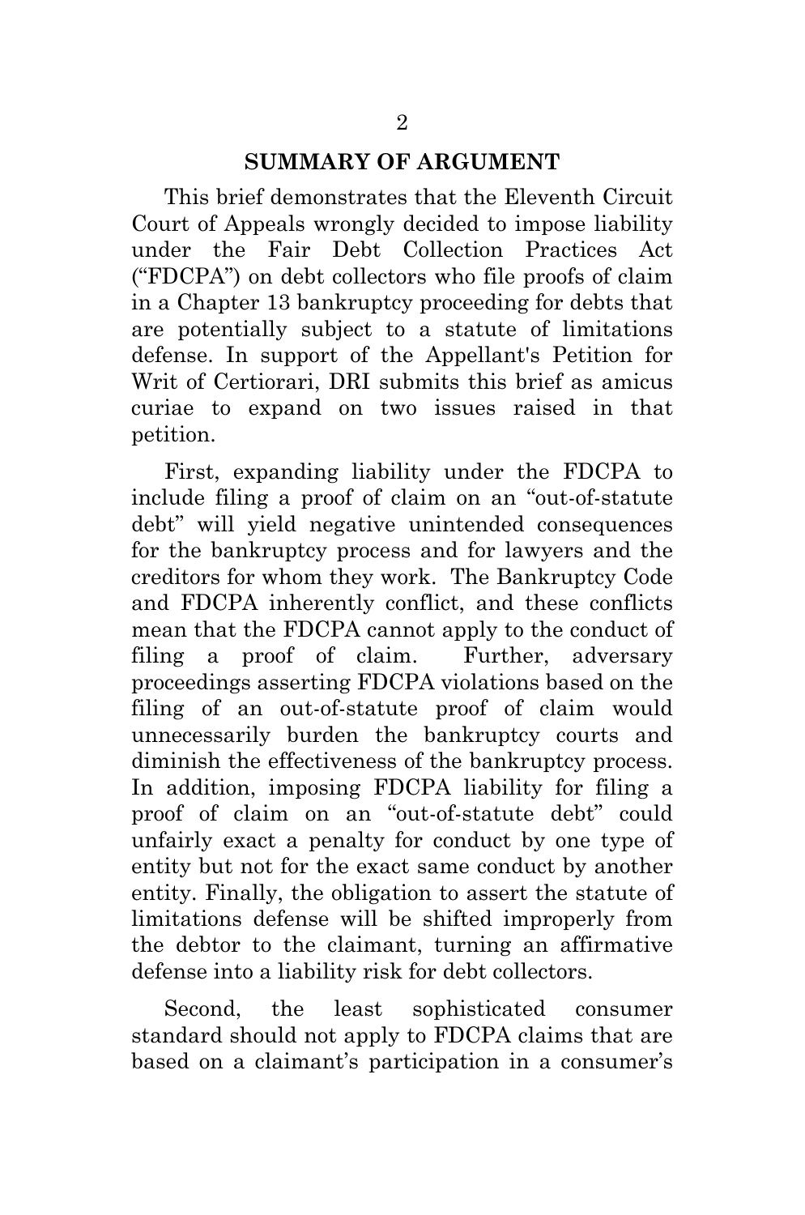## SUMMARY OF ARGUMENT

This brief demonstrates that the Eleventh Circuit Court of Appeals wrongly decided to impose liability under the Fair Debt Collection Practices Act ("FDCPA") on debt collectors who file proofs of claim in a Chapter 13 bankruptcy proceeding for debts that are potentially subject to a statute of limitations defense. In support of the Appellant's Petition for Writ of Certiorari, DRI submits this brief as amicus curiae to expand on two issues raised in that petition.

First, expanding liability under the FDCPA to include filing a proof of claim on an "out-of-statute debt" will yield negative unintended consequences for the bankruptcy process and for lawyers and the creditors for whom they work. The Bankruptcy Code and FDCPA inherently conflict, and these conflicts mean that the FDCPA cannot apply to the conduct of filing a proof of claim. Further, adversary proceedings asserting FDCPA violations based on the filing of an out-of-statute proof of claim would unnecessarily burden the bankruptcy courts and diminish the effectiveness of the bankruptcy process. In addition, imposing FDCPA liability for filing a proof of claim on an "out-of-statute debt" could unfairly exact a penalty for conduct by one type of entity but not for the exact same conduct by another entity. Finally, the obligation to assert the statute of limitations defense will be shifted improperly from the debtor to the claimant, turning an affirmative defense into a liability risk for debt collectors.

Second, the least sophisticated consumer standard should not apply to FDCPA claims that are based on a claimant's participation in a consumer's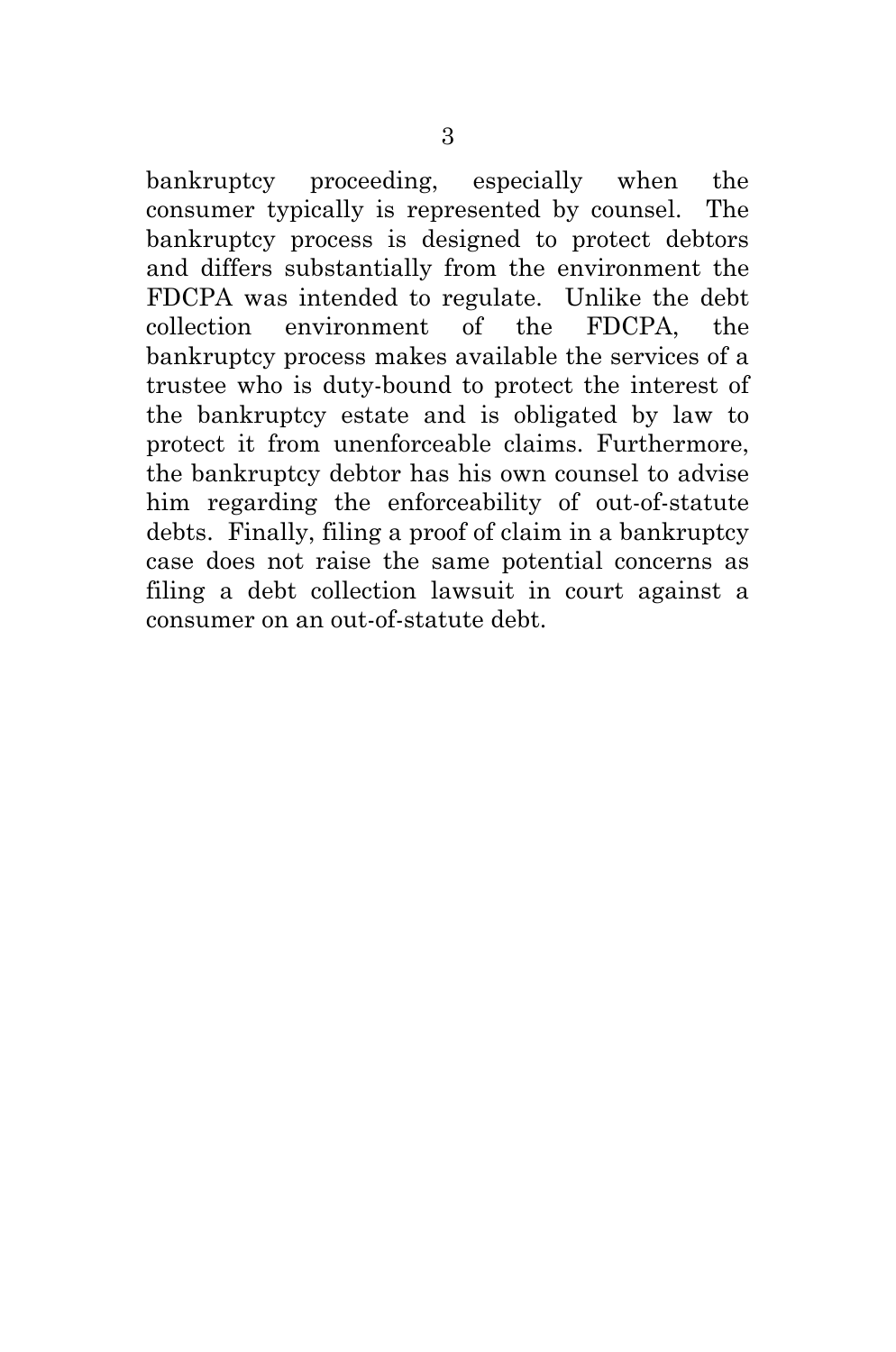bankruptcy proceeding, especially when the consumer typically is represented by counsel. The bankruptcy process is designed to protect debtors and differs substantially from the environment the FDCPA was intended to regulate. Unlike the debt collection environment of the FDCPA, the bankruptcy process makes available the services of a trustee who is duty-bound to protect the interest of the bankruptcy estate and is obligated by law to protect it from unenforceable claims. Furthermore, the bankruptcy debtor has his own counsel to advise him regarding the enforceability of out-of-statute debts. Finally, filing a proof of claim in a bankruptcy case does not raise the same potential concerns as filing a debt collection lawsuit in court against a consumer on an out-of-statute debt.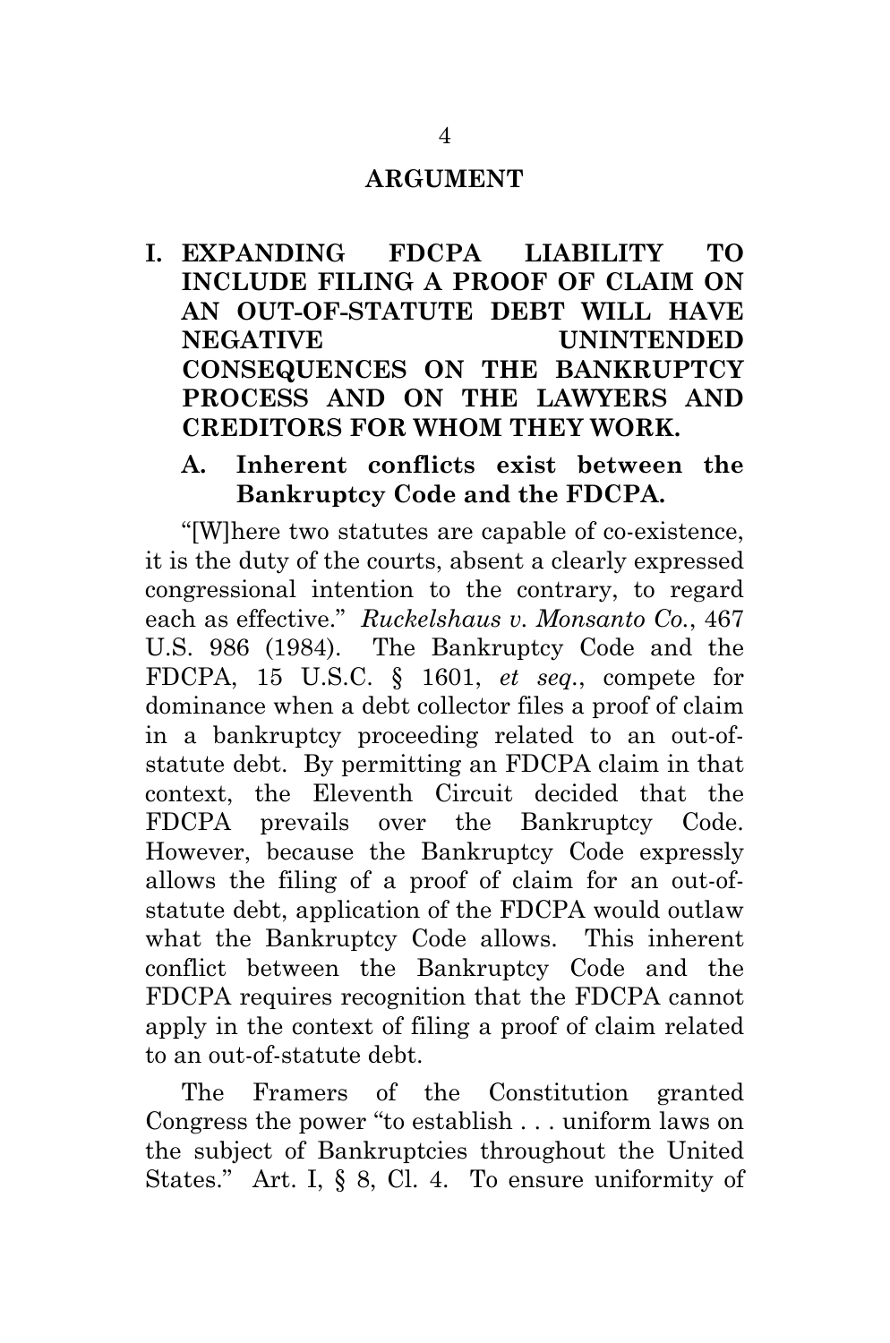# ARGUMENT

## I. EXPANDING FDCPA LIABILITY TO INCLUDE FILING A PROOF OF CLAIM ON AN OUT-OF-STATUTE DEBT WILL HAVE NEGATIVE UNINTENDED CONSEQUENCES ON THE BANKRUPTCY PROCESS AND ON THE LAWYERS AND CREDITORS FOR WHOM THEY WORK.

### A. Inherent conflicts exist between the Bankruptcy Code and the FDCPA.

"[W]here two statutes are capable of co-existence, it is the duty of the courts, absent a clearly expressed congressional intention to the contrary, to regard each as effective." *Ruckelshaus v. Monsanto Co.*, 467 U.S. 986 (1984). The Bankruptcy Code and the FDCPA, 15 U.S.C. § 1601, *et seq.*, compete for dominance when a debt collector files a proof of claim in a bankruptcy proceeding related to an out-of-statute debt. By permitting an FDCPA claim in that context, the Eleventh Circuit decided that the FDCPA prevails over the Bankruptcy Code. However, because the Bankruptcy Code expressly allows the filing of a proof of claim for an out-of-statute debt, application of the FDCPA would outlaw what the Bankruptcy Code allows. This inherent conflict between the Bankruptcy Code and the FDCPA requires recognition that the FDCPA cannot apply in the context of filing a proof of claim related to an out-of-statute debt.

The Framers of the Constitution granted Congress the power "to establish . . . uniform laws on the subject of Bankruptcies throughout the United States." Art. I, § 8, Cl. 4. To ensure uniformity of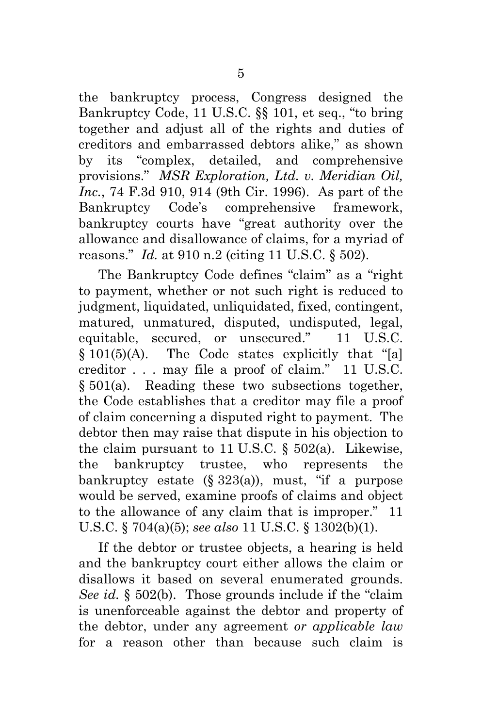the bankruptcy process, Congress designed the Bankruptcy Code, 11 U.S.C. §§ 101, et seq., "to bring together and adjust all of the rights and duties of creditors and embarrassed debtors alike," as shown by its "complex, detailed, and comprehensive provisions." *MSR Exploration, Ltd. v. Meridian Oil, Inc.*, 74 F.3d 910, 914 (9th Cir. 1996). As part of the Bankruptcy Code's comprehensive framework, bankruptcy courts have "great authority over the allowance and disallowance of claims, for a myriad of reasons." *Id.* at 910 n.2 (citing 11 U.S.C. § 502).

The Bankruptcy Code defines "claim" as a "right to payment, whether or not such right is reduced to judgment, liquidated, unliquidated, fixed, contingent, matured, unmatured, disputed, undisputed, legal, equitable, secured, or unsecured." 11 U.S.C. § 101(5)(A). The Code states explicitly that "[a] creditor . . . may file a proof of claim." 11 U.S.C. § 501(a). Reading these two subsections together, the Code establishes that a creditor may file a proof of claim concerning a disputed right to payment. The debtor then may raise that dispute in his objection to the claim pursuant to 11 U.S.C. § 502(a). Likewise, the bankruptcy trustee, who represents the bankruptcy estate (§ 323(a)), must, "if a purpose would be served, examine proofs of claims and object to the allowance of any claim that is improper." 11 U.S.C. § 704(a)(5); *see also* 11 U.S.C. § 1302(b)(1).

If the debtor or trustee objects, a hearing is held and the bankruptcy court either allows the claim or disallows it based on several enumerated grounds. *See id.* § 502(b). Those grounds include if the "claim is unenforceable against the debtor and property of the debtor, under any agreement *or applicable law* for a reason other than because such claim is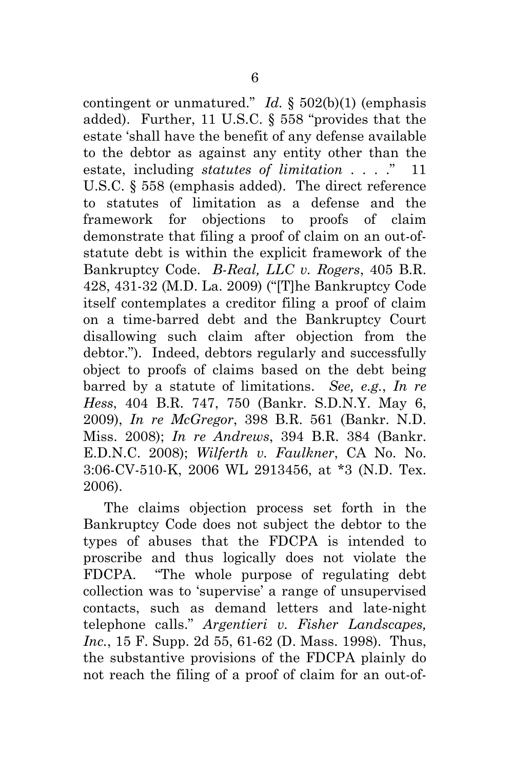contingent or unmatured." *Id.* § 502(b)(1) (emphasis added). Further, 11 U.S.C. § 558 "provides that the estate 'shall have the benefit of any defense available to the debtor as against any entity other than the estate, including *statutes of limitation* . . . ." 11 U.S.C. § 558 (emphasis added). The direct reference to statutes of limitation as a defense and the framework for objections to proofs of claim demonstrate that filing a proof of claim on an out-of-statute debt is within the explicit framework of the Bankruptcy Code. *B-Real, LLC v. Rogers*, 405 B.R. 428, 431-32 (M.D. La. 2009) ("[T]he Bankruptcy Code itself contemplates a creditor filing a proof of claim on a time-barred debt and the Bankruptcy Court disallowing such claim after objection from the debtor."). Indeed, debtors regularly and successfully object to proofs of claims based on the debt being barred by a statute of limitations. *See, e.g.*, *In re Hess*, 404 B.R. 747, 750 (Bankr. S.D.N.Y. May 6, 2009), *In re McGregor*, 398 B.R. 561 (Bankr. N.D. Miss. 2008); *In re Andrews*, 394 B.R. 384 (Bankr. E.D.N.C. 2008); *Wilferth v. Faulkner*, CA No. No. 3:06-CV-510-K, 2006 WL 2913456, at *3 (N.D. Tex. 2006).

The claims objection process set forth in the Bankruptcy Code does not subject the debtor to the types of abuses that the FDCPA is intended to proscribe and thus logically does not violate the FDCPA. "The whole purpose of regulating debt collection was to 'supervise' a range of unsupervised contacts, such as demand letters and late-night telephone calls." *Argentieri v. Fisher Landscapes, Inc.*, 15 F. Supp. 2d 55, 61-62 (D. Mass. 1998). Thus, the substantive provisions of the FDCPA plainly do not reach the filing of a proof of claim for an out-of-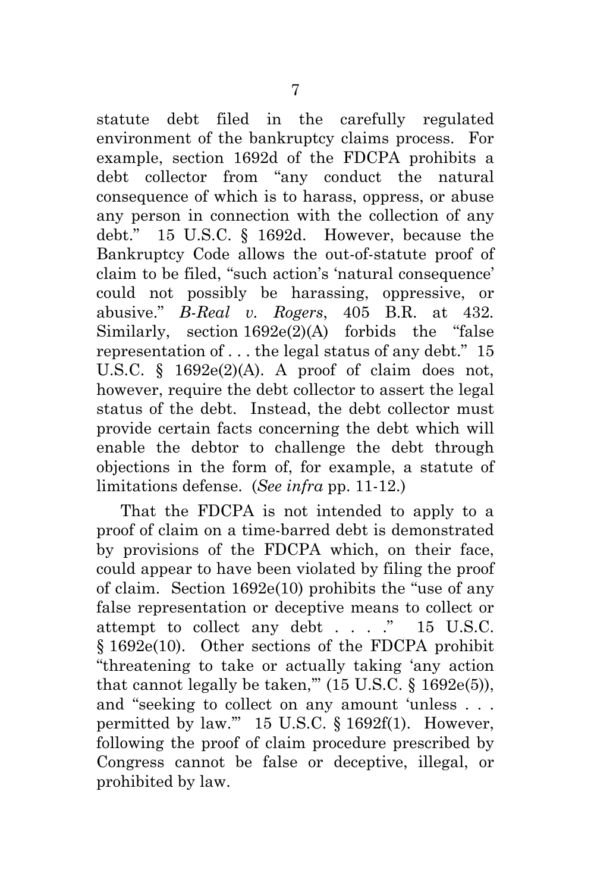statute debt filed in the carefully regulated environment of the bankruptcy claims process. For example, section 1692d of the FDCPA prohibits a debt collector from "any conduct the natural consequence of which is to harass, oppress, or abuse any person in connection with the collection of any debt." 15 U.S.C. § 1692d. However, because the Bankruptcy Code allows the out-of-statute proof of claim to be filed, "such action's 'natural consequence' could not possibly be harassing, oppressive, or abusive." *B-Real v. Rogers*, 405 B.R. at 432. Similarly, section 1692e(2)(A) forbids the "false representation of . . . the legal status of any debt." 15 U.S.C. § 1692e(2)(A). A proof of claim does not, however, require the debt collector to assert the legal status of the debt. Instead, the debt collector must provide certain facts concerning the debt which will enable the debtor to challenge the debt through objections in the form of, for example, a statute of limitations defense. (*See infra* pp. 11-12.)

That the FDCPA is not intended to apply to a proof of claim on a time-barred debt is demonstrated by provisions of the FDCPA which, on their face, could appear to have been violated by filing the proof of claim. Section 1692e(10) prohibits the "use of any false representation or deceptive means to collect or attempt to collect any debt . . . ." 15 U.S.C. § 1692e(10). Other sections of the FDCPA prohibit "threatening to take or actually taking 'any action that cannot legally be taken,'" (15 U.S.C. § 1692e(5)), and "seeking to collect on any amount 'unless . . . permitted by law.'" 15 U.S.C. § 1692f(1). However, following the proof of claim procedure prescribed by Congress cannot be false or deceptive, illegal, or prohibited by law.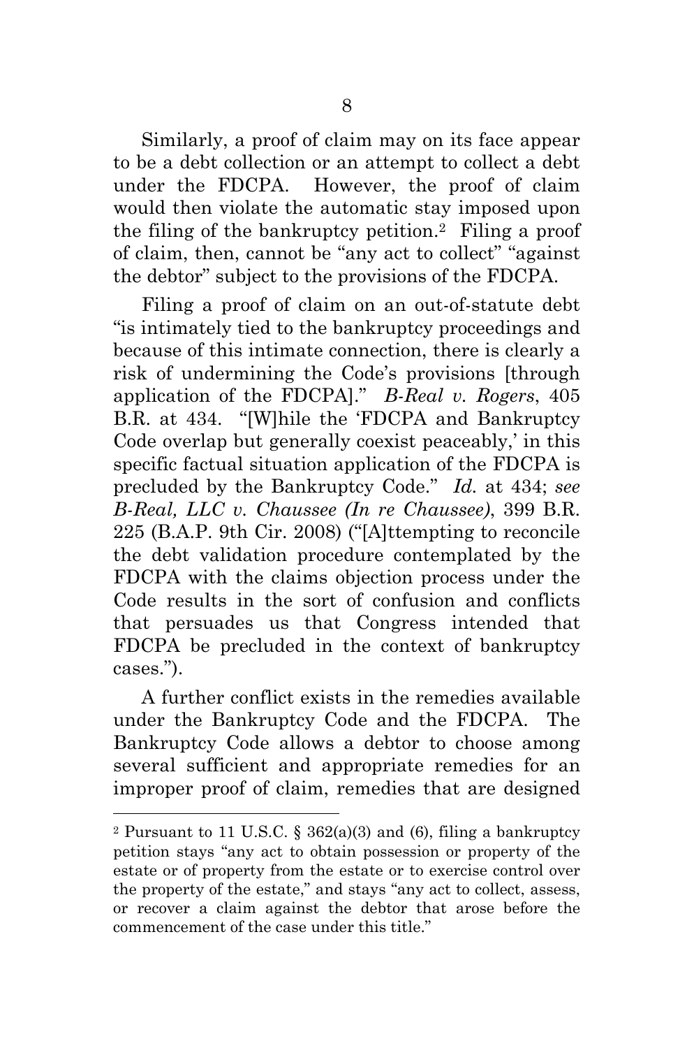Similarly, a proof of claim may on its face appear to be a debt collection or an attempt to collect a debt under the FDCPA. However, the proof of claim would then violate the automatic stay imposed upon the filing of the bankruptcy petition.[2] Filing a proof of claim, then, cannot be "any act to collect" "against the debtor" subject to the provisions of the FDCPA.

Filing a proof of claim on an out-of-statute debt "is intimately tied to the bankruptcy proceedings and because of this intimate connection, there is clearly a risk of undermining the Code's provisions [through application of the FDCPA]." *B-Real v. Rogers*, 405 B.R. at 434. "[W]hile the 'FDCPA and Bankruptcy Code overlap but generally coexist peaceably,' in this specific factual situation application of the FDCPA is precluded by the Bankruptcy Code." *Id.* at 434; *see B-Real, LLC v. Chaussee (In re Chaussee)*, 399 B.R. 225 (B.A.P. 9th Cir. 2008) ("[A]ttempting to reconcile the debt validation procedure contemplated by the FDCPA with the claims objection process under the Code results in the sort of confusion and conflicts that persuades us that Congress intended that FDCPA be precluded in the context of bankruptcy cases.").

A further conflict exists in the remedies available under the Bankruptcy Code and the FDCPA. The Bankruptcy Code allows a debtor to choose among several sufficient and appropriate remedies for an improper proof of claim, remedies that are designed

---

[2] Pursuant to 11 U.S.C. § 362(a)(3) and (6), filing a bankruptcy petition stays "any act to obtain possession or property of the estate or of property from the estate or to exercise control over the property of the estate," and stays "any act to collect, assess, or recover a claim against the debtor that arose before the commencement of the case under this title."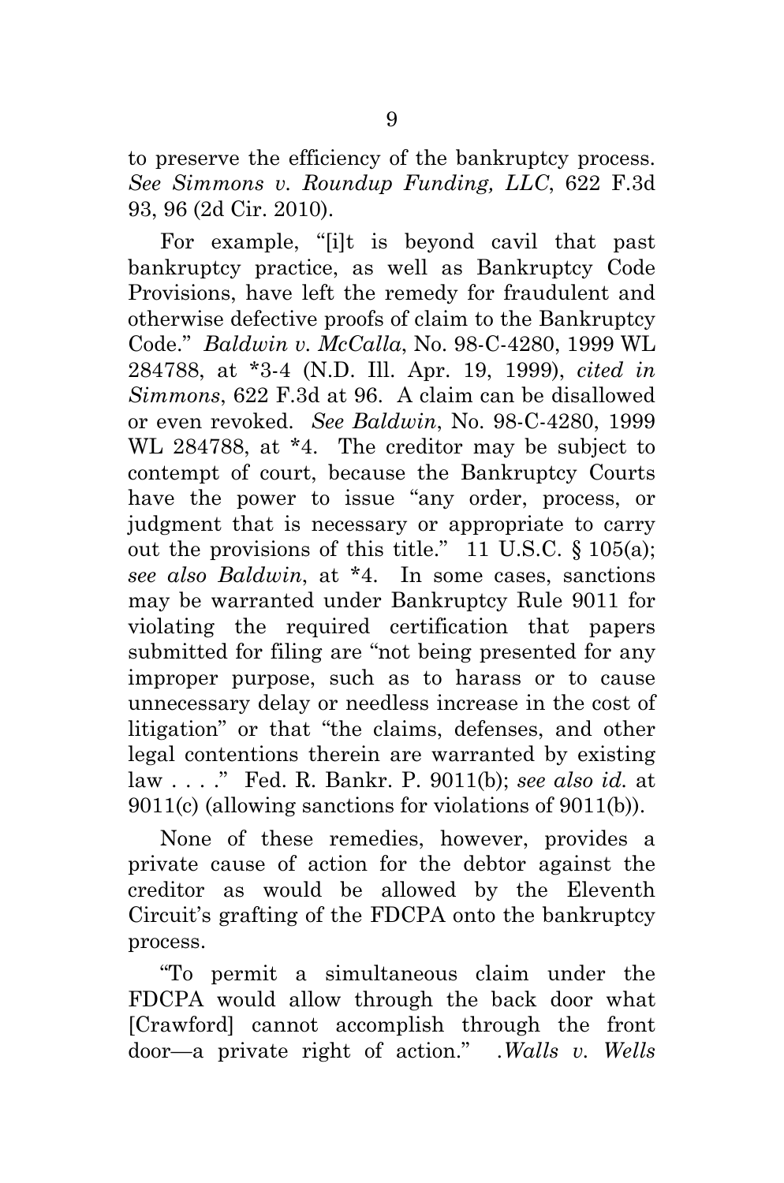to preserve the efficiency of the bankruptcy process. *See Simmons v. Roundup Funding, LLC*, 622 F.3d 93, 96 (2d Cir. 2010).

For example, "[i]t is beyond cavil that past bankruptcy practice, as well as Bankruptcy Code Provisions, have left the remedy for fraudulent and otherwise defective proofs of claim to the Bankruptcy Code." *Baldwin v. McCalla*, No. 98-C-4280, 1999 WL 284788, at *3-4 (N.D. Ill. Apr. 19, 1999), *cited in Simmons*, 622 F.3d at 96. A claim can be disallowed or even revoked. *See Baldwin*, No. 98-C-4280, 1999 WL 284788, at *4. The creditor may be subject to contempt of court, because the Bankruptcy Courts have the power to issue "any order, process, or judgment that is necessary or appropriate to carry out the provisions of this title." 11 U.S.C. § 105(a); *see also Baldwin*, at *4. In some cases, sanctions may be warranted under Bankruptcy Rule 9011 for violating the required certification that papers submitted for filing are "not being presented for any improper purpose, such as to harass or to cause unnecessary delay or needless increase in the cost of litigation" or that "the claims, defenses, and other legal contentions therein are warranted by existing law . . . ." Fed. R. Bankr. P. 9011(b); *see also id.* at 9011(c) (allowing sanctions for violations of 9011(b)).

None of these remedies, however, provides a private cause of action for the debtor against the creditor as would be allowed by the Eleventh Circuit's grafting of the FDCPA onto the bankruptcy process.

"To permit a simultaneous claim under the FDCPA would allow through the back door what [Crawford] cannot accomplish through the front door—a private right of action." .*Walls v. Wells*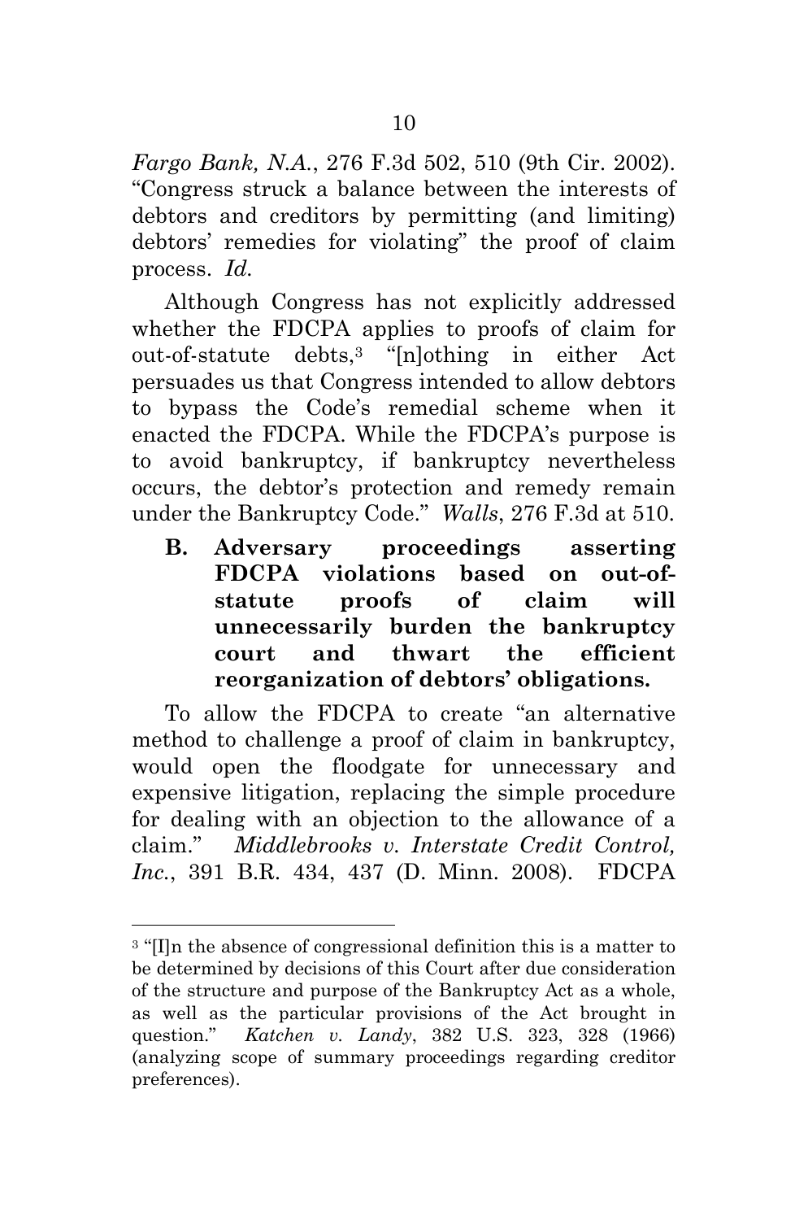*Fargo Bank, N.A.*, 276 F.3d 502, 510 (9th Cir. 2002). "Congress struck a balance between the interests of debtors and creditors by permitting (and limiting) debtors' remedies for violating" the proof of claim process. *Id.*

Although Congress has not explicitly addressed whether the FDCPA applies to proofs of claim for out-of-statute debts,[3] "[n]othing in either Act persuades us that Congress intended to allow debtors to bypass the Code's remedial scheme when it enacted the FDCPA. While the FDCPA's purpose is to avoid bankruptcy, if bankruptcy nevertheless occurs, the debtor's protection and remedy remain under the Bankruptcy Code." *Walls*, 276 F.3d at 510.

### B. Adversary proceedings asserting FDCPA violations based on out-of-statute proofs of claim will unnecessarily burden the bankruptcy court and thwart the efficient reorganization of debtors' obligations.

To allow the FDCPA to create "an alternative method to challenge a proof of claim in bankruptcy, would open the floodgate for unnecessary and expensive litigation, replacing the simple procedure for dealing with an objection to the allowance of a claim." *Middlebrooks v. Interstate Credit Control, Inc.*, 391 B.R. 434, 437 (D. Minn. 2008). FDCPA

---

[3] "[I]n the absence of congressional definition this is a matter to be determined by decisions of this Court after due consideration of the structure and purpose of the Bankruptcy Act as a whole, as well as the particular provisions of the Act brought in question." *Katchen v. Landy*, 382 U.S. 323, 328 (1966) (analyzing scope of summary proceedings regarding creditor preferences).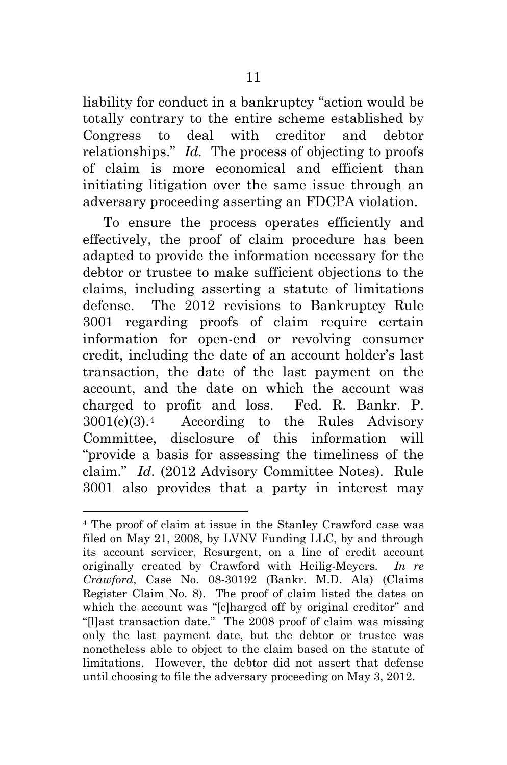liability for conduct in a bankruptcy "action would be totally contrary to the entire scheme established by Congress to deal with creditor and debtor relationships." *Id.* The process of objecting to proofs of claim is more economical and efficient than initiating litigation over the same issue through an adversary proceeding asserting an FDCPA violation.

To ensure the process operates efficiently and effectively, the proof of claim procedure has been adapted to provide the information necessary for the debtor or trustee to make sufficient objections to the claims, including asserting a statute of limitations defense. The 2012 revisions to Bankruptcy Rule 3001 regarding proofs of claim require certain information for open-end or revolving consumer credit, including the date of an account holder's last transaction, the date of the last payment on the account, and the date on which the account was charged to profit and loss. Fed. R. Bankr. P. 3001(c)(3).[4] According to the Rules Advisory Committee, disclosure of this information will "provide a basis for assessing the timeliness of the claim." *Id.* (2012 Advisory Committee Notes). Rule 3001 also provides that a party in interest may

---

[4] The proof of claim at issue in the Stanley Crawford case was filed on May 21, 2008, by LVNV Funding LLC, by and through its account servicer, Resurgent, on a line of credit account originally created by Crawford with Heilig-Meyers. *In re Crawford*, Case No. 08-30192 (Bankr. M.D. Ala) (Claims Register Claim No. 8). The proof of claim listed the dates on which the account was "[c]harged off by original creditor" and "[l]ast transaction date." The 2008 proof of claim was missing only the last payment date, but the debtor or trustee was nonetheless able to object to the claim based on the statute of limitations. However, the debtor did not assert that defense until choosing to file the adversary proceeding on May 3, 2012.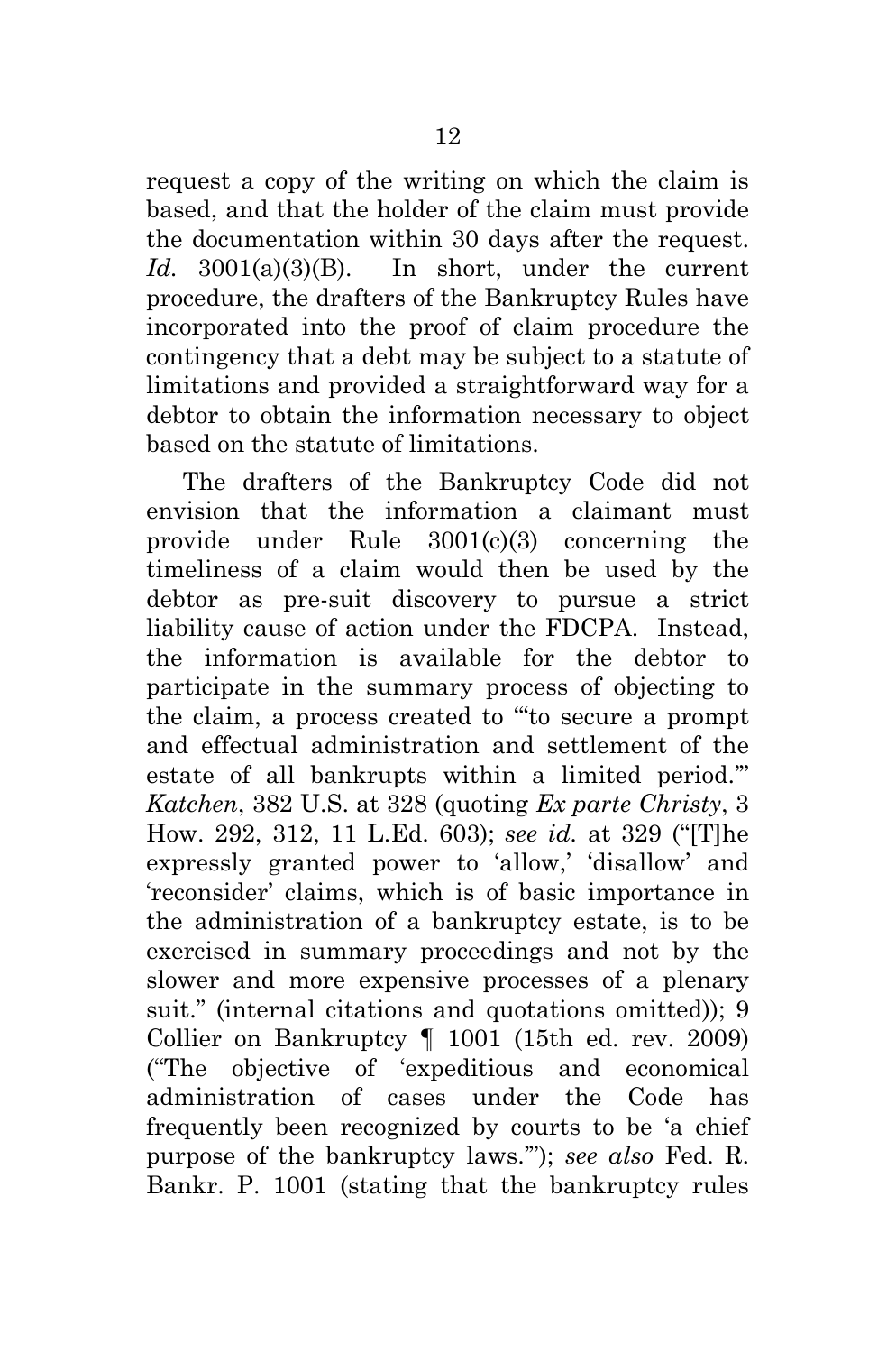request a copy of the writing on which the claim is based, and that the holder of the claim must provide the documentation within 30 days after the request. *Id.* 3001(a)(3)(B). In short, under the current procedure, the drafters of the Bankruptcy Rules have incorporated into the proof of claim procedure the contingency that a debt may be subject to a statute of limitations and provided a straightforward way for a debtor to obtain the information necessary to object based on the statute of limitations.

The drafters of the Bankruptcy Code did not envision that the information a claimant must provide under Rule 3001(c)(3) concerning the timeliness of a claim would then be used by the debtor as pre-suit discovery to pursue a strict liability cause of action under the FDCPA. Instead, the information is available for the debtor to participate in the summary process of objecting to the claim, a process created to "'to secure a prompt and effectual administration and settlement of the estate of all bankrupts within a limited period.'" *Katchen*, 382 U.S. at 328 (quoting *Ex parte Christy*, 3 How. 292, 312, 11 L.Ed. 603); *see id.* at 329 ("[T]he expressly granted power to 'allow,' 'disallow' and 'reconsider' claims, which is of basic importance in the administration of a bankruptcy estate, is to be exercised in summary proceedings and not by the slower and more expensive processes of a plenary suit." (internal citations and quotations omitted)); 9 Collier on Bankruptcy ¶ 1001 (15th ed. rev. 2009) ("The objective of 'expeditious and economical administration of cases under the Code has frequently been recognized by courts to be 'a chief purpose of the bankruptcy laws.'"); *see also* Fed. R. Bankr. P. 1001 (stating that the bankruptcy rules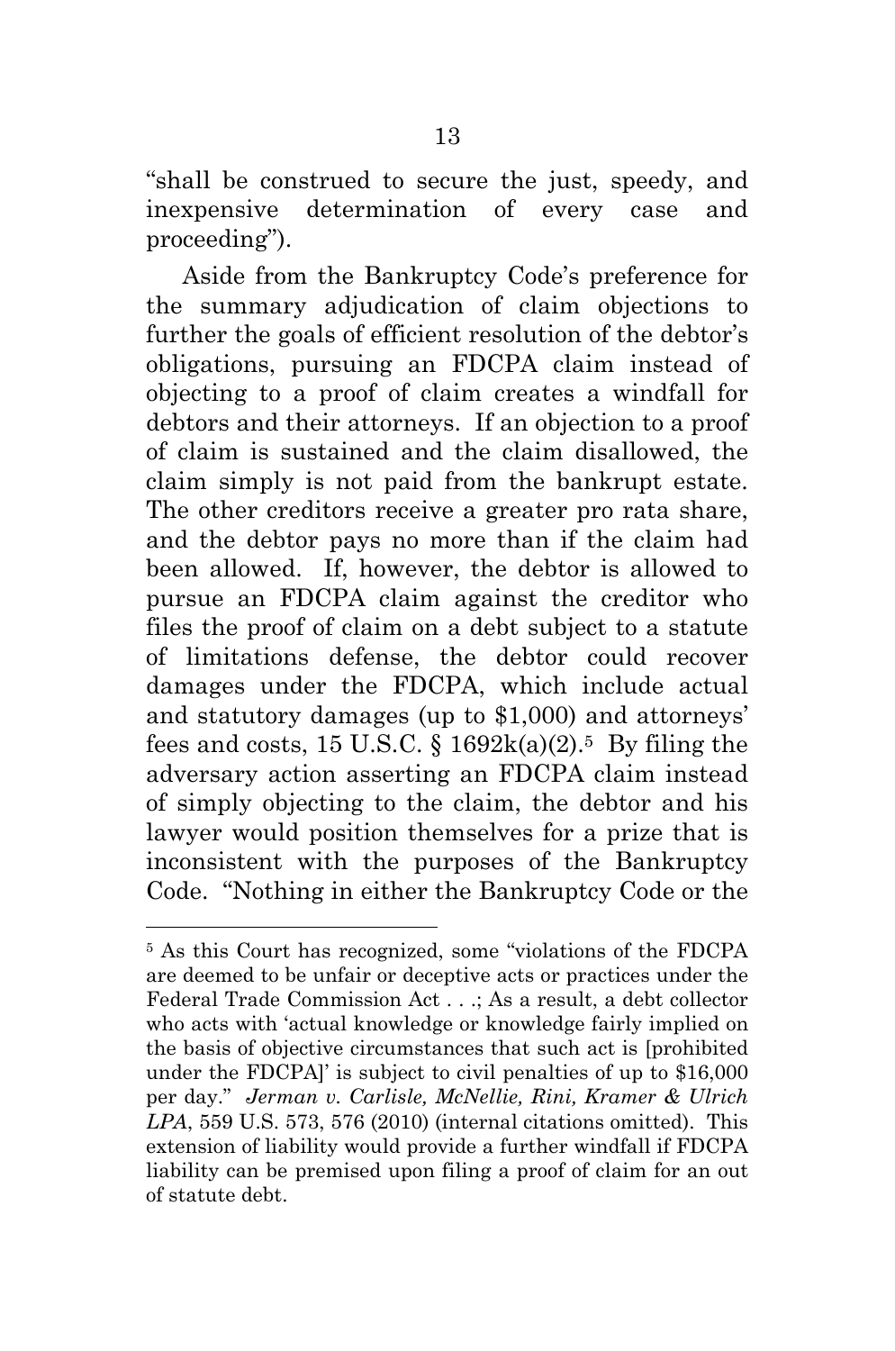"shall be construed to secure the just, speedy, and inexpensive determination of every case and proceeding").

Aside from the Bankruptcy Code's preference for the summary adjudication of claim objections to further the goals of efficient resolution of the debtor's obligations, pursuing an FDCPA claim instead of objecting to a proof of claim creates a windfall for debtors and their attorneys. If an objection to a proof of claim is sustained and the claim disallowed, the claim simply is not paid from the bankrupt estate. The other creditors receive a greater pro rata share, and the debtor pays no more than if the claim had been allowed. If, however, the debtor is allowed to pursue an FDCPA claim against the creditor who files the proof of claim on a debt subject to a statute of limitations defense, the debtor could recover damages under the FDCPA, which include actual and statutory damages (up to $1,000) and attorneys' fees and costs, 15 U.S.C. § 1692k(a)(2).[5] By filing the adversary action asserting an FDCPA claim instead of simply objecting to the claim, the debtor and his lawyer would position themselves for a prize that is inconsistent with the purposes of the Bankruptcy Code. "Nothing in either the Bankruptcy Code or the

[5] As this Court has recognized, some "violations of the FDCPA are deemed to be unfair or deceptive acts or practices under the Federal Trade Commission Act . . .; As a result, a debt collector who acts with 'actual knowledge or knowledge fairly implied on the basis of objective circumstances that such act is [prohibited under the FDCPA]' is subject to civil penalties of up to $16,000 per day." *Jerman v. Carlisle, McNellie, Rini, Kramer & Ulrich LPA*, 559 U.S. 573, 576 (2010) (internal citations omitted). This extension of liability would provide a further windfall if FDCPA liability can be premised upon filing a proof of claim for an out of statute debt.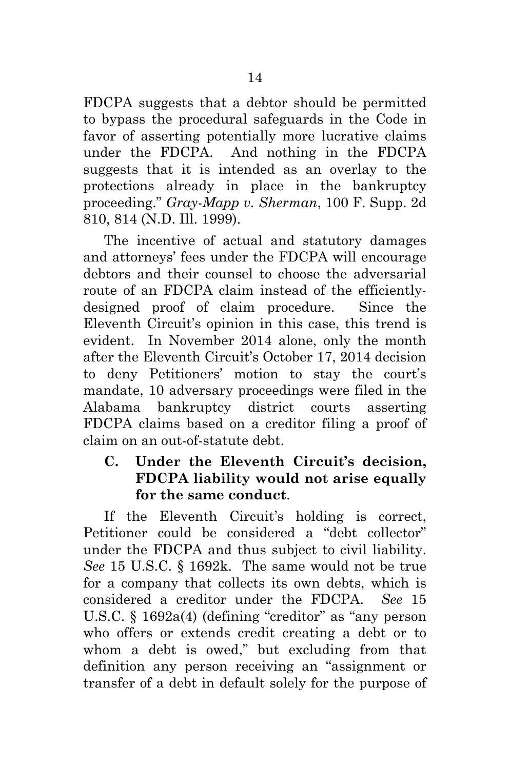FDCPA suggests that a debtor should be permitted to bypass the procedural safeguards in the Code in favor of asserting potentially more lucrative claims under the FDCPA. And nothing in the FDCPA suggests that it is intended as an overlay to the protections already in place in the bankruptcy proceeding." *Gray-Mapp v. Sherman*, 100 F. Supp. 2d 810, 814 (N.D. Ill. 1999).

The incentive of actual and statutory damages and attorneys' fees under the FDCPA will encourage debtors and their counsel to choose the adversarial route of an FDCPA claim instead of the efficiently-designed proof of claim procedure. Since the Eleventh Circuit's opinion in this case, this trend is evident. In November 2014 alone, only the month after the Eleventh Circuit's October 17, 2014 decision to deny Petitioners' motion to stay the court's mandate, 10 adversary proceedings were filed in the Alabama bankruptcy district courts asserting FDCPA claims based on a creditor filing a proof of claim on an out-of-statute debt.

### C. Under the Eleventh Circuit's decision, FDCPA liability would not arise equally for the same conduct.

If the Eleventh Circuit's holding is correct, Petitioner could be considered a "debt collector" under the FDCPA and thus subject to civil liability. *See* 15 U.S.C. § 1692k. The same would not be true for a company that collects its own debts, which is considered a creditor under the FDCPA. *See* 15 U.S.C. § 1692a(4) (defining "creditor" as "any person who offers or extends credit creating a debt or to whom a debt is owed," but excluding from that definition any person receiving an "assignment or transfer of a debt in default solely for the purpose of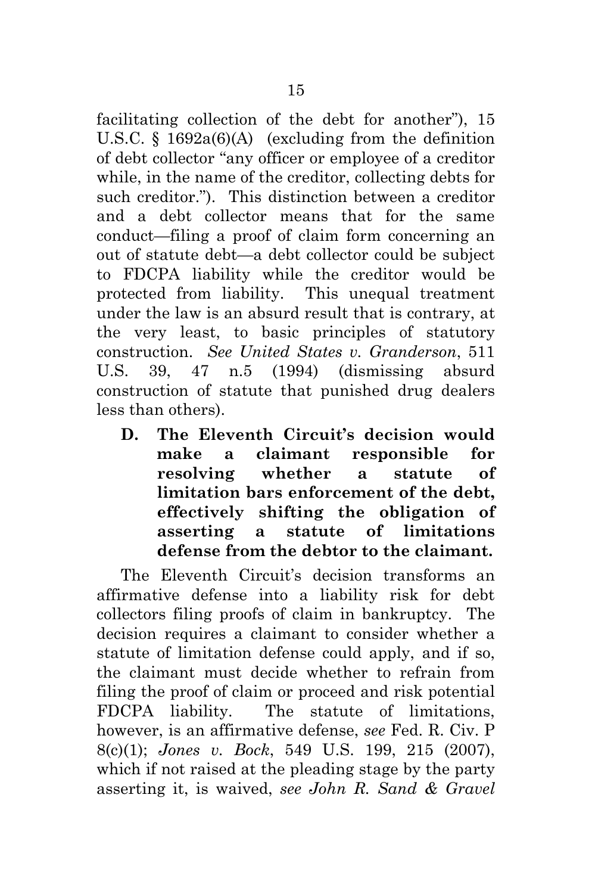facilitating collection of the debt for another"), 15 U.S.C. § 1692a(6)(A) (excluding from the definition of debt collector "any officer or employee of a creditor while, in the name of the creditor, collecting debts for such creditor."). This distinction between a creditor and a debt collector means that for the same conduct—filing a proof of claim form concerning an out of statute debt—a debt collector could be subject to FDCPA liability while the creditor would be protected from liability. This unequal treatment under the law is an absurd result that is contrary, at the very least, to basic principles of statutory construction. *See United States v. Granderson*, 511 U.S. 39, 47 n.5 (1994) (dismissing absurd construction of statute that punished drug dealers less than others).

### D. The Eleventh Circuit's decision would make a claimant responsible for resolving whether a statute of limitation bars enforcement of the debt, effectively shifting the obligation of asserting a statute of limitations defense from the debtor to the claimant.

The Eleventh Circuit's decision transforms an affirmative defense into a liability risk for debt collectors filing proofs of claim in bankruptcy. The decision requires a claimant to consider whether a statute of limitation defense could apply, and if so, the claimant must decide whether to refrain from filing the proof of claim or proceed and risk potential FDCPA liability. The statute of limitations, however, is an affirmative defense, *see* Fed. R. Civ. P 8(c)(1); *Jones v. Bock*, 549 U.S. 199, 215 (2007), which if not raised at the pleading stage by the party asserting it, is waived, *see John R. Sand & Gravel*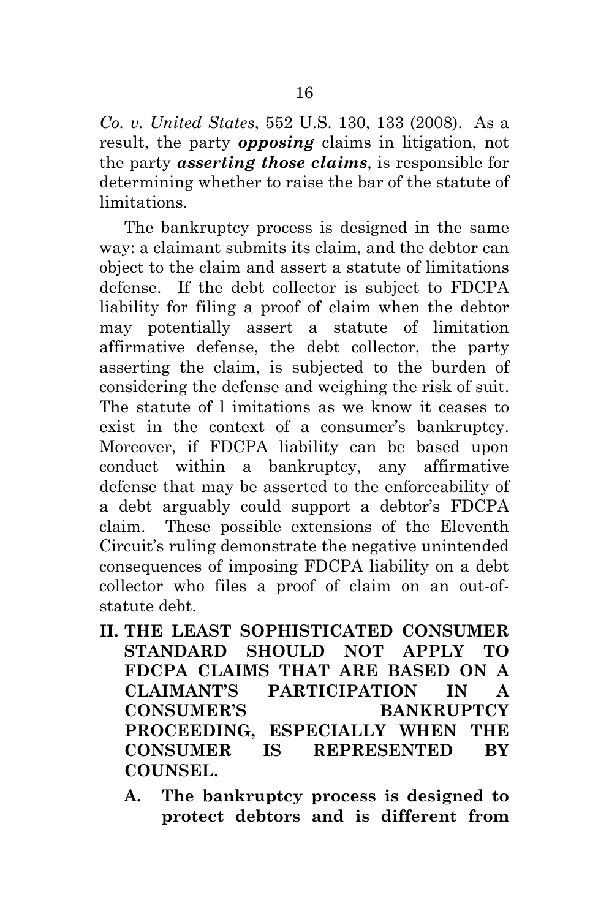*Co. v. United States*, 552 U.S. 130, 133 (2008). As a result, the party ***opposing*** claims in litigation, not the party ***asserting those claims***, is responsible for determining whether to raise the bar of the statute of limitations.

The bankruptcy process is designed in the same way: a claimant submits its claim, and the debtor can object to the claim and assert a statute of limitations defense. If the debt collector is subject to FDCPA liability for filing a proof of claim when the debtor may potentially assert a statute of limitation affirmative defense, the debt collector, the party asserting the claim, is subjected to the burden of considering the defense and weighing the risk of suit. The statute of l imitations as we know it ceases to exist in the context of a consumer's bankruptcy. Moreover, if FDCPA liability can be based upon conduct within a bankruptcy, any affirmative defense that may be asserted to the enforceability of a debt arguably could support a debtor's FDCPA claim. These possible extensions of the Eleventh Circuit's ruling demonstrate the negative unintended consequences of imposing FDCPA liability on a debt collector who files a proof of claim on an out-of-statute debt.

## II. THE LEAST SOPHISTICATED CONSUMER STANDARD SHOULD NOT APPLY TO FDCPA CLAIMS THAT ARE BASED ON A CLAIMANT'S PARTICIPATION IN A CONSUMER'S BANKRUPTCY PROCEEDING, ESPECIALLY WHEN THE CONSUMER IS REPRESENTED BY COUNSEL.

### A. The bankruptcy process is designed to protect debtors and is different from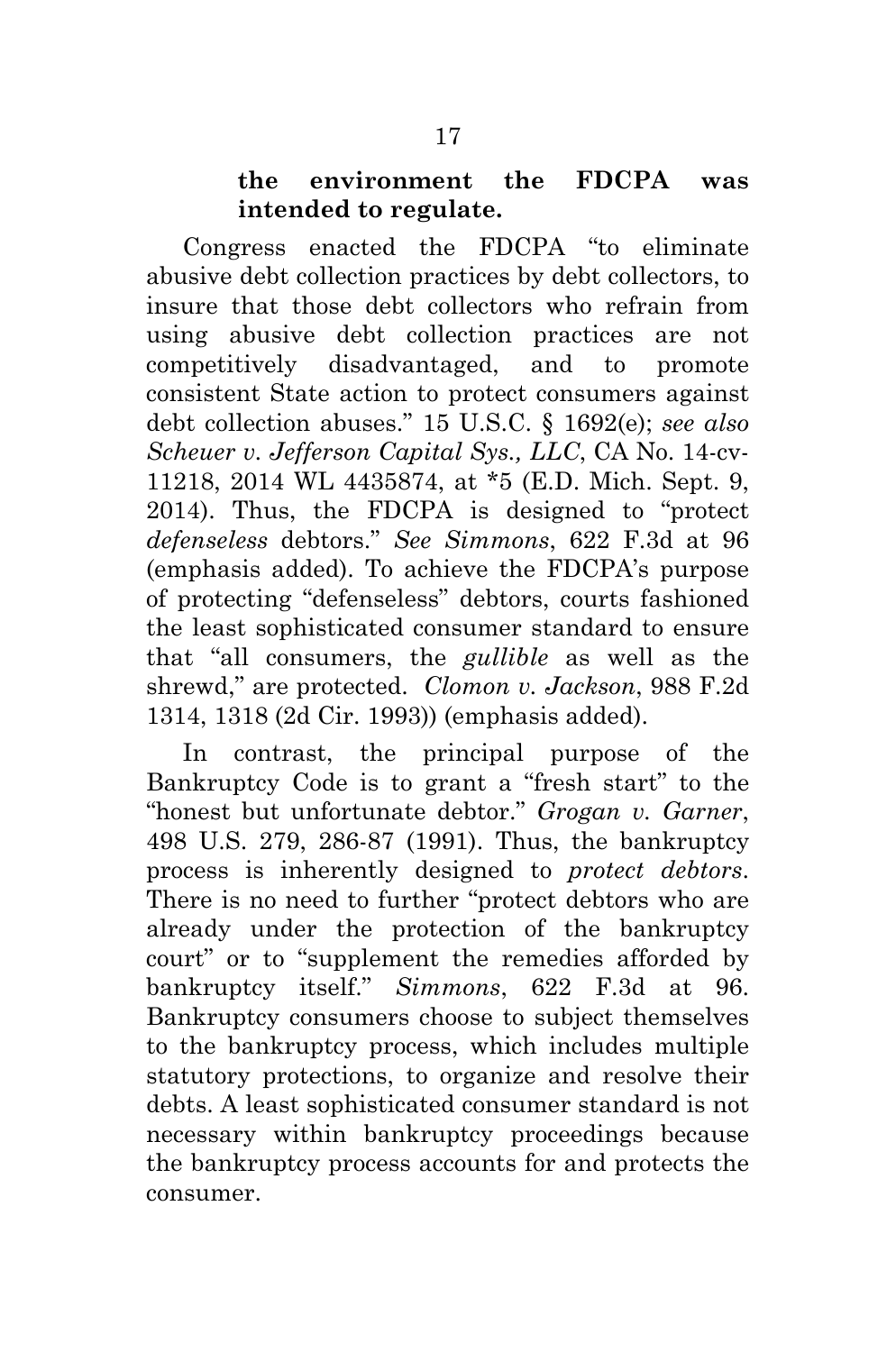**the environment the FDCPA was intended to regulate.**

Congress enacted the FDCPA "to eliminate abusive debt collection practices by debt collectors, to insure that those debt collectors who refrain from using abusive debt collection practices are not competitively disadvantaged, and to promote consistent State action to protect consumers against debt collection abuses." 15 U.S.C. § 1692(e); *see also Scheuer v. Jefferson Capital Sys., LLC*, CA No. 14-cv-11218, 2014 WL 4435874, at *5 (E.D. Mich. Sept. 9, 2014). Thus, the FDCPA is designed to "protect *defenseless* debtors." *See Simmons*, 622 F.3d at 96 (emphasis added). To achieve the FDCPA's purpose of protecting "defenseless" debtors, courts fashioned the least sophisticated consumer standard to ensure that "all consumers, the *gullible* as well as the shrewd," are protected. *Clomon v. Jackson*, 988 F.2d 1314, 1318 (2d Cir. 1993)) (emphasis added).

In contrast, the principal purpose of the Bankruptcy Code is to grant a "fresh start" to the "honest but unfortunate debtor." *Grogan v. Garner*, 498 U.S. 279, 286-87 (1991). Thus, the bankruptcy process is inherently designed to *protect debtors*. There is no need to further "protect debtors who are already under the protection of the bankruptcy court" or to "supplement the remedies afforded by bankruptcy itself." *Simmons*, 622 F.3d at 96. Bankruptcy consumers choose to subject themselves to the bankruptcy process, which includes multiple statutory protections, to organize and resolve their debts. A least sophisticated consumer standard is not necessary within bankruptcy proceedings because the bankruptcy process accounts for and protects the consumer.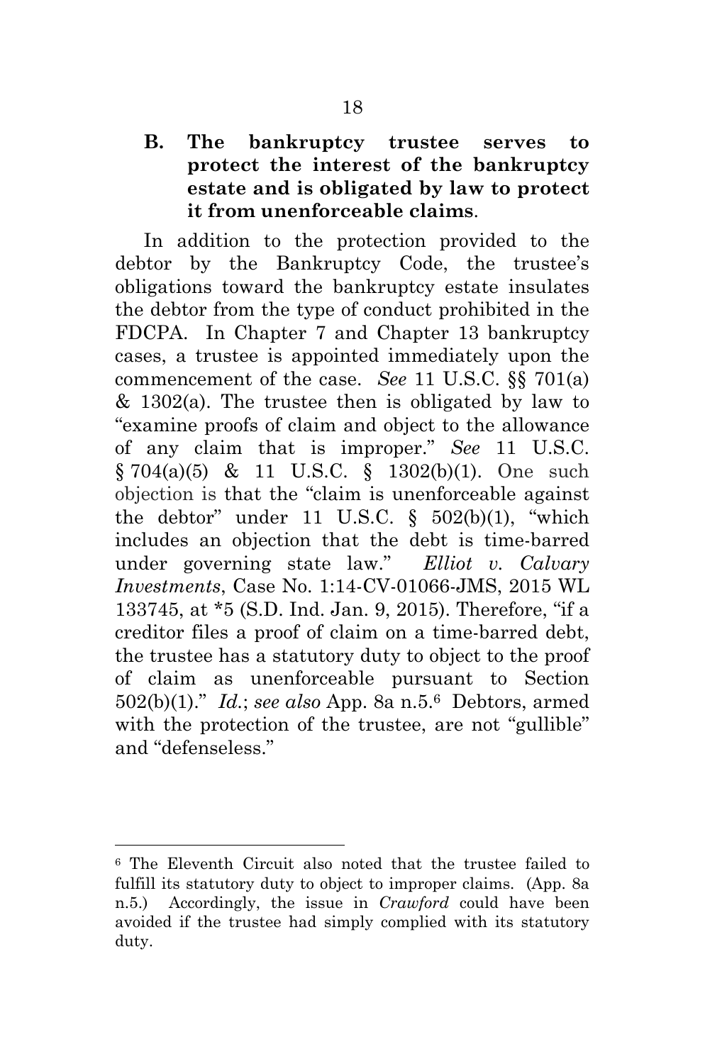### B. The bankruptcy trustee serves to protect the interest of the bankruptcy estate and is obligated by law to protect it from unenforceable claims.

In addition to the protection provided to the debtor by the Bankruptcy Code, the trustee's obligations toward the bankruptcy estate insulates the debtor from the type of conduct prohibited in the FDCPA. In Chapter 7 and Chapter 13 bankruptcy cases, a trustee is appointed immediately upon the commencement of the case. *See* 11 U.S.C. §§ 701(a) & 1302(a). The trustee then is obligated by law to "examine proofs of claim and object to the allowance of any claim that is improper." *See* 11 U.S.C. § 704(a)(5) & 11 U.S.C. § 1302(b)(1). One such objection is that the "claim is unenforceable against the debtor" under 11 U.S.C. § 502(b)(1), "which includes an objection that the debt is time-barred under governing state law." *Elliot v. Calvary Investments*, Case No. 1:14-CV-01066-JMS, 2015 WL 133745, at *5 (S.D. Ind. Jan. 9, 2015). Therefore, "if a creditor files a proof of claim on a time-barred debt, the trustee has a statutory duty to object to the proof of claim as unenforceable pursuant to Section 502(b)(1)." *Id.*; *see also* App. 8a n.5.[6] Debtors, armed with the protection of the trustee, are not "gullible" and "defenseless."

---

[6] The Eleventh Circuit also noted that the trustee failed to fulfill its statutory duty to object to improper claims. (App. 8a n.5.) Accordingly, the issue in *Crawford* could have been avoided if the trustee had simply complied with its statutory duty.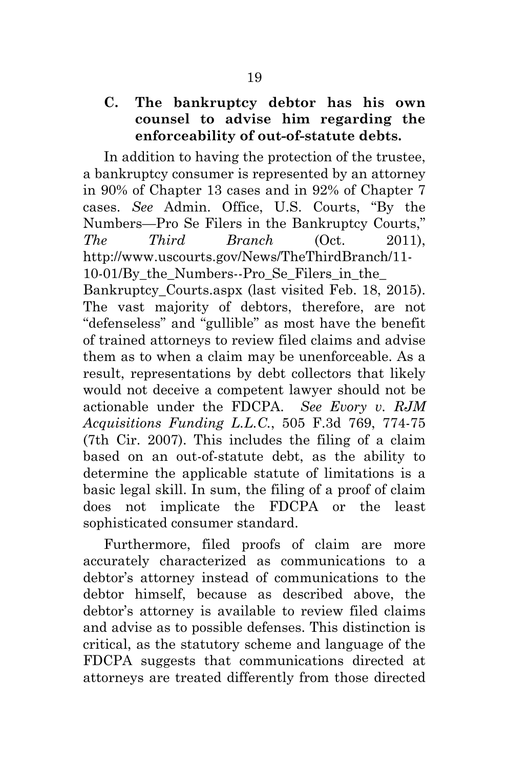### C. The bankruptcy debtor has his own counsel to advise him regarding the enforceability of out-of-statute debts.

In addition to having the protection of the trustee, a bankruptcy consumer is represented by an attorney in 90% of Chapter 13 cases and in 92% of Chapter 7 cases. *See* Admin. Office, U.S. Courts, "By the Numbers—Pro Se Filers in the Bankruptcy Courts," *The Third Branch* (Oct. 2011), http://www.uscourts.gov/News/TheThirdBranch/11-10-01/By_the_Numbers--Pro_Se_Filers_in_the_Bankruptcy_Courts.aspx (last visited Feb. 18, 2015). The vast majority of debtors, therefore, are not "defenseless" and "gullible" as most have the benefit of trained attorneys to review filed claims and advise them as to when a claim may be unenforceable. As a result, representations by debt collectors that likely would not deceive a competent lawyer should not be actionable under the FDCPA. *See Evory v. RJM Acquisitions Funding L.L.C.*, 505 F.3d 769, 774-75 (7th Cir. 2007). This includes the filing of a claim based on an out-of-statute debt, as the ability to determine the applicable statute of limitations is a basic legal skill. In sum, the filing of a proof of claim does not implicate the FDCPA or the least sophisticated consumer standard.

Furthermore, filed proofs of claim are more accurately characterized as communications to a debtor's attorney instead of communications to the debtor himself, because as described above, the debtor's attorney is available to review filed claims and advise as to possible defenses. This distinction is critical, as the statutory scheme and language of the FDCPA suggests that communications directed at attorneys are treated differently from those directed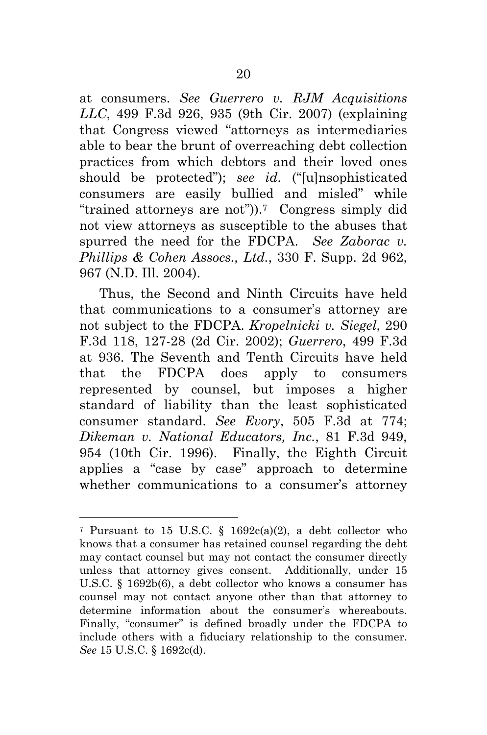at consumers. *See Guerrero v. RJM Acquisitions LLC*, 499 F.3d 926, 935 (9th Cir. 2007) (explaining that Congress viewed "attorneys as intermediaries able to bear the brunt of overreaching debt collection practices from which debtors and their loved ones should be protected"); *see id.* ("[u]nsophisticated consumers are easily bullied and misled" while "trained attorneys are not")).[7] Congress simply did not view attorneys as susceptible to the abuses that spurred the need for the FDCPA. *See Zaborac v. Phillips & Cohen Assocs., Ltd.*, 330 F. Supp. 2d 962, 967 (N.D. Ill. 2004).

Thus, the Second and Ninth Circuits have held that communications to a consumer's attorney are not subject to the FDCPA. *Kropelnicki v. Siegel*, 290 F.3d 118, 127-28 (2d Cir. 2002); *Guerrero*, 499 F.3d at 936. The Seventh and Tenth Circuits have held that the FDCPA does apply to consumers represented by counsel, but imposes a higher standard of liability than the least sophisticated consumer standard. *See Evory*, 505 F.3d at 774; *Dikeman v. National Educators, Inc.*, 81 F.3d 949, 954 (10th Cir. 1996). Finally, the Eighth Circuit applies a "case by case" approach to determine whether communications to a consumer's attorney

---

[7] Pursuant to 15 U.S.C. § 1692c(a)(2), a debt collector who knows that a consumer has retained counsel regarding the debt may contact counsel but may not contact the consumer directly unless that attorney gives consent. Additionally, under 15 U.S.C. § 1692b(6), a debt collector who knows a consumer has counsel may not contact anyone other than that attorney to determine information about the consumer's whereabouts. Finally, "consumer" is defined broadly under the FDCPA to include others with a fiduciary relationship to the consumer. *See* 15 U.S.C. § 1692c(d).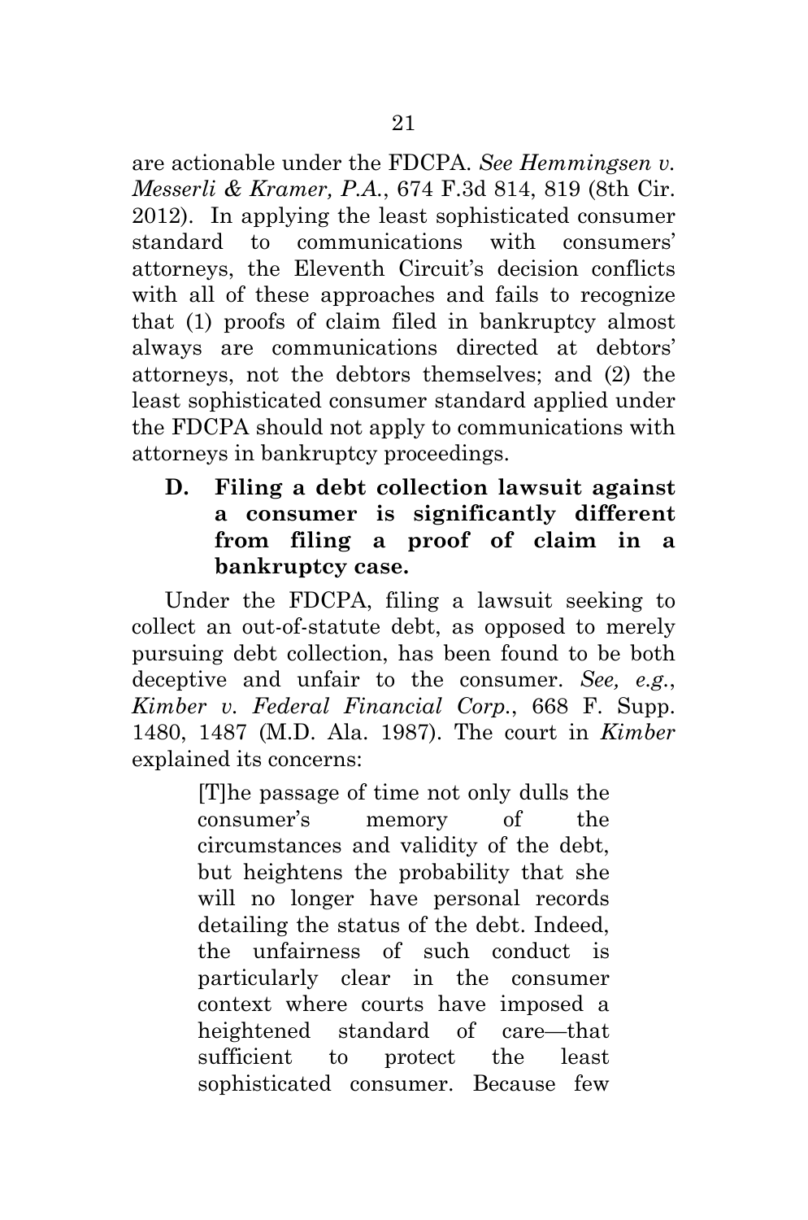are actionable under the FDCPA. *See Hemmingsen v. Messerli & Kramer, P.A.*, 674 F.3d 814, 819 (8th Cir. 2012). In applying the least sophisticated consumer standard to communications with consumers' attorneys, the Eleventh Circuit's decision conflicts with all of these approaches and fails to recognize that (1) proofs of claim filed in bankruptcy almost always are communications directed at debtors' attorneys, not the debtors themselves; and (2) the least sophisticated consumer standard applied under the FDCPA should not apply to communications with attorneys in bankruptcy proceedings.

### D. Filing a debt collection lawsuit against a consumer is significantly different from filing a proof of claim in a bankruptcy case.

Under the FDCPA, filing a lawsuit seeking to collect an out-of-statute debt, as opposed to merely pursuing debt collection, has been found to be both deceptive and unfair to the consumer. *See, e.g.*, *Kimber v. Federal Financial Corp.*, 668 F. Supp. 1480, 1487 (M.D. Ala. 1987). The court in *Kimber* explained its concerns:

> [T]he passage of time not only dulls the consumer's memory of the circumstances and validity of the debt, but heightens the probability that she will no longer have personal records detailing the status of the debt. Indeed, the unfairness of such conduct is particularly clear in the consumer context where courts have imposed a heightened standard of care—that sufficient to protect the least sophisticated consumer. Because few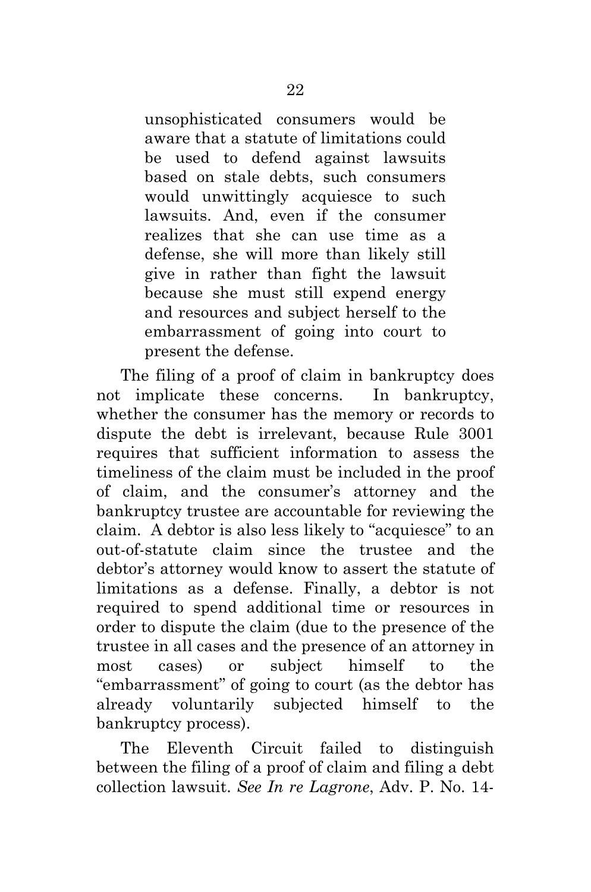> unsophisticated consumers would be aware that a statute of limitations could be used to defend against lawsuits based on stale debts, such consumers would unwittingly acquiesce to such lawsuits. And, even if the consumer realizes that she can use time as a defense, she will more than likely still give in rather than fight the lawsuit because she must still expend energy and resources and subject herself to the embarrassment of going into court to present the defense.

The filing of a proof of claim in bankruptcy does not implicate these concerns. In bankruptcy, whether the consumer has the memory or records to dispute the debt is irrelevant, because Rule 3001 requires that sufficient information to assess the timeliness of the claim must be included in the proof of claim, and the consumer's attorney and the bankruptcy trustee are accountable for reviewing the claim. A debtor is also less likely to "acquiesce" to an out-of-statute claim since the trustee and the debtor's attorney would know to assert the statute of limitations as a defense. Finally, a debtor is not required to spend additional time or resources in order to dispute the claim (due to the presence of the trustee in all cases and the presence of an attorney in most cases) or subject himself to the "embarrassment" of going to court (as the debtor has already voluntarily subjected himself to the bankruptcy process).

The Eleventh Circuit failed to distinguish between the filing of a proof of claim and filing a debt collection lawsuit. *See In re Lagrone*, Adv. P. No. 14-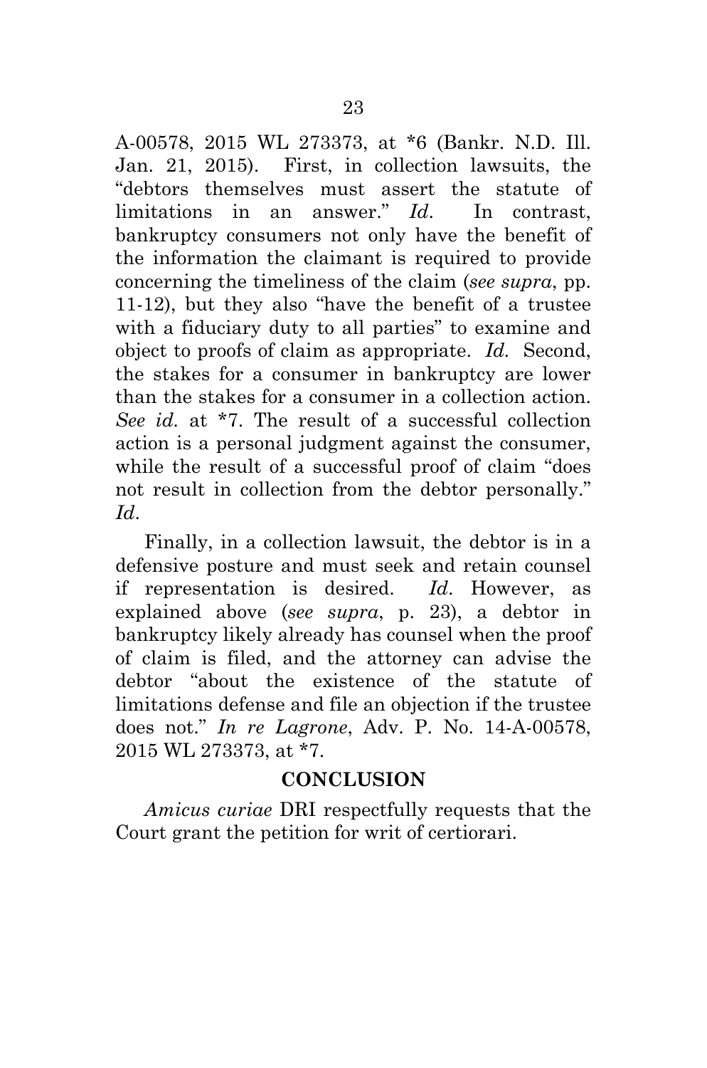A-00578, 2015 WL 273373, at *6 (Bankr. N.D. Ill. Jan. 21, 2015). First, in collection lawsuits, the "debtors themselves must assert the statute of limitations in an answer." *Id.* In contrast, bankruptcy consumers not only have the benefit of the information the claimant is required to provide concerning the timeliness of the claim (*see supra*, pp. 11-12), but they also "have the benefit of a trustee with a fiduciary duty to all parties" to examine and object to proofs of claim as appropriate. *Id.* Second, the stakes for a consumer in bankruptcy are lower than the stakes for a consumer in a collection action. *See id.* at *7. The result of a successful collection action is a personal judgment against the consumer, while the result of a successful proof of claim "does not result in collection from the debtor personally." *Id.*

Finally, in a collection lawsuit, the debtor is in a defensive posture and must seek and retain counsel if representation is desired. *Id.* However, as explained above (*see supra*, p. 23), a debtor in bankruptcy likely already has counsel when the proof of claim is filed, and the attorney can advise the debtor "about the existence of the statute of limitations defense and file an objection if the trustee does not." *In re Lagrone*, Adv. P. No. 14-A-00578, 2015 WL 273373, at *7.

## CONCLUSION

*Amicus curiae* DRI respectfully requests that the Court grant the petition for writ of certiorari.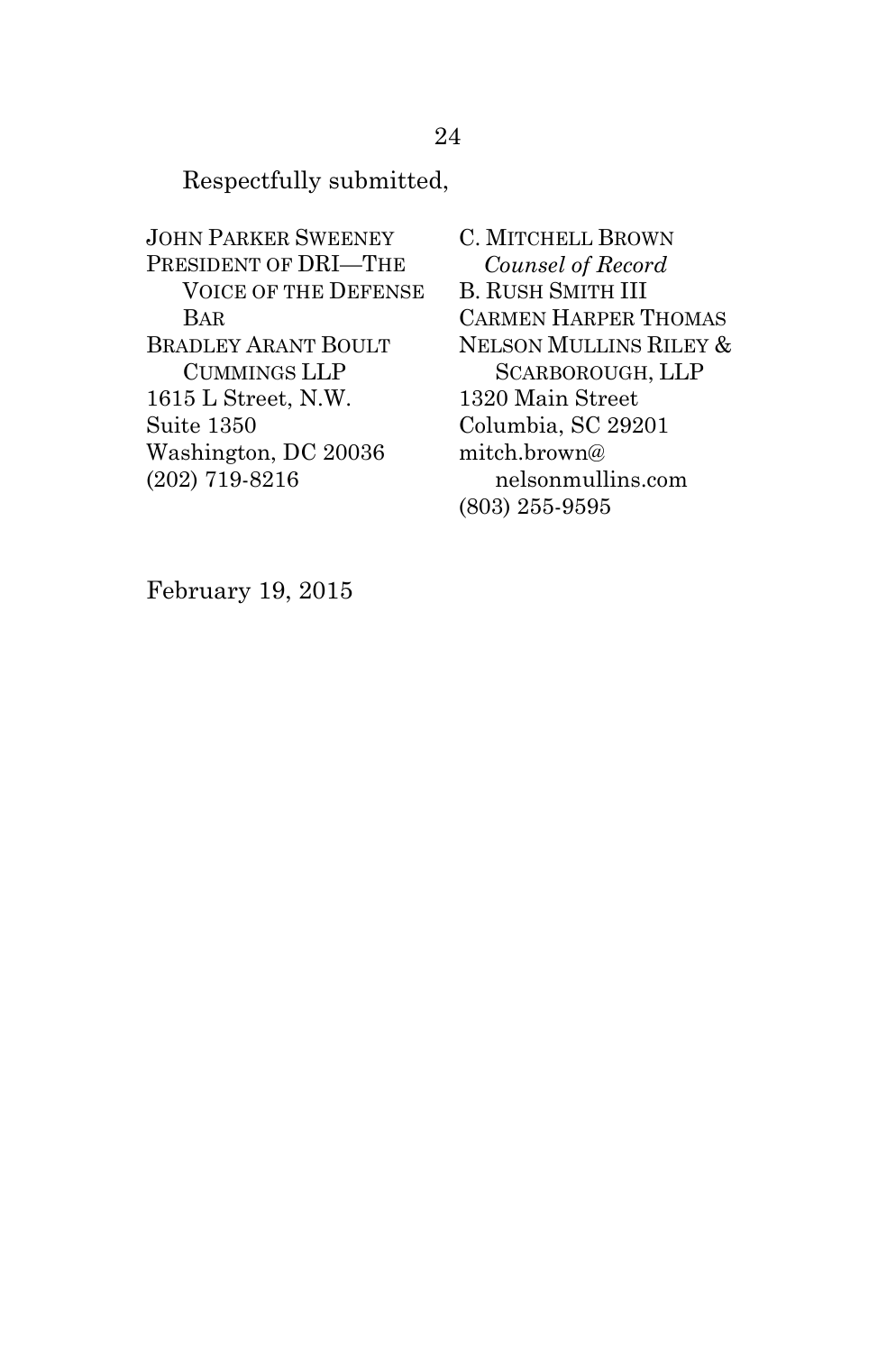Respectfully submitted,

JOHN PARKER SWEENEY
PRESIDENT OF DRI—THE VOICE OF THE DEFENSE BAR
BRADLEY ARANT BOULT CUMMINGS LLP
1615 L Street, N.W.
Suite 1350
Washington, DC 20036
(202) 719-8216

C. MITCHELL BROWN
*Counsel of Record*
B. RUSH SMITH III
CARMEN HARPER THOMAS
NELSON MULLINS RILEY & SCARBOROUGH, LLP
1320 Main Street
Columbia, SC 29201
mitch.brown@nelsonmullins.com
(803) 255-9595

February 19, 2015